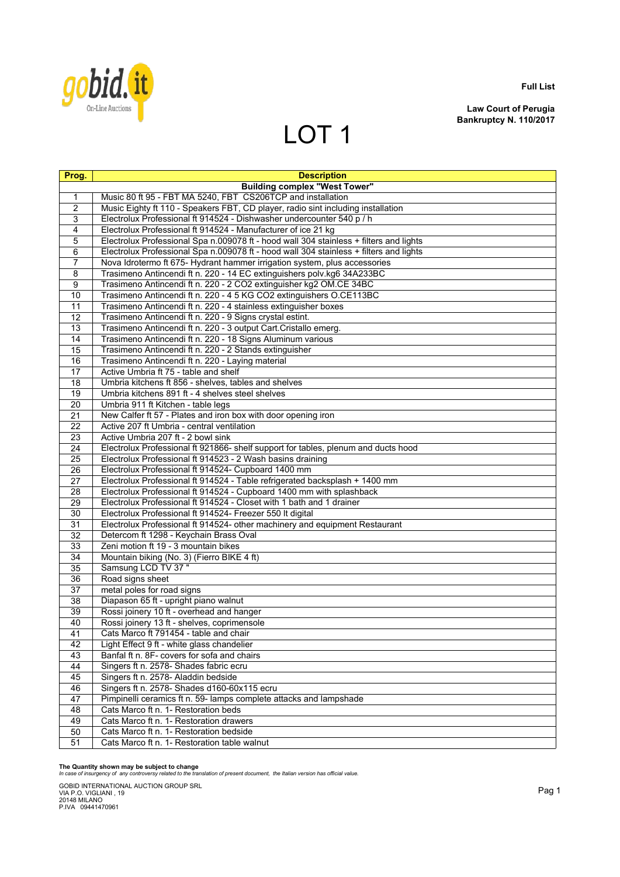Full List

**Law Court of Perugia**
**Bankruptcy N. 110/2017**

# LOT 1

| Prog. | Description |
|---|---|
| | **Building complex "West Tower"** |
| 1 | Music 80 ft 95 - FBT MA 5240, FBT CS206TCP and installation |
| 2 | Music Eighty ft 110 - Speakers FBT, CD player, radio sint including installation |
| 3 | Electrolux Professional ft 914524 - Dishwasher undercounter 540 p / h |
| 4 | Electrolux Professional ft 914524 - Manufacturer of ice 21 kg |
| 5 | Electrolux Professional Spa n.009078 ft - hood wall 304 stainless + filters and lights |
| 6 | Electrolux Professional Spa n.009078 ft - hood wall 304 stainless + filters and lights |
| 7 | Nova Idrotermo ft 675- Hydrant hammer irrigation system, plus accessories |
| 8 | Trasimeno Antincendi ft n. 220 - 14 EC extinguishers polv.kg6 34A233BC |
| 9 | Trasimeno Antincendi ft n. 220 - 2 CO2 extinguisher kg2 OM.CE 34BC |
| 10 | Trasimeno Antincendi ft n. 220 - 4 5 KG CO2 extinguishers O.CE113BC |
| 11 | Trasimeno Antincendi ft n. 220 - 4 stainless extinguisher boxes |
| 12 | Trasimeno Antincendi ft n. 220 - 9 Signs crystal estint. |
| 13 | Trasimeno Antincendi ft n. 220 - 3 output Cart.Cristallo emerg. |
| 14 | Trasimeno Antincendi ft n. 220 - 18 Signs Aluminum various |
| 15 | Trasimeno Antincendi ft n. 220 - 2 Stands extinguisher |
| 16 | Trasimeno Antincendi ft n. 220 - Laying material |
| 17 | Active Umbria ft 75 - table and shelf |
| 18 | Umbria kitchens ft 856 - shelves, tables and shelves |
| 19 | Umbria kitchens 891 ft - 4 shelves steel shelves |
| 20 | Umbria 911 ft Kitchen - table legs |
| 21 | New Calfer ft 57 - Plates and iron box with door opening iron |
| 22 | Active 207 ft Umbria - central ventilation |
| 23 | Active Umbria 207 ft - 2 bowl sink |
| 24 | Electrolux Professional ft 921866- shelf support for tables, plenum and ducts hood |
| 25 | Electrolux Professional ft 914523 - 2 Wash basins draining |
| 26 | Electrolux Professional ft 914524- Cupboard 1400 mm |
| 27 | Electrolux Professional ft 914524 - Table refrigerated backsplash + 1400 mm |
| 28 | Electrolux Professional ft 914524 - Cupboard 1400 mm with splashback |
| 29 | Electrolux Professional ft 914524 - Closet with 1 bath and 1 drainer |
| 30 | Electrolux Professional ft 914524- Freezer 550 lt digital |
| 31 | Electrolux Professional ft 914524- other machinery and equipment Restaurant |
| 32 | Detercom ft 1298 - Keychain Brass Oval |
| 33 | Zeni motion ft 19 - 3 mountain bikes |
| 34 | Mountain biking (No. 3) (Fierro BIKE 4 ft) |
| 35 | Samsung LCD TV 37 " |
| 36 | Road signs sheet |
| 37 | metal poles for road signs |
| 38 | Diapason 65 ft - upright piano walnut |
| 39 | Rossi joinery 10 ft - overhead and hanger |
| 40 | Rossi joinery 13 ft - shelves, coprimensole |
| 41 | Cats Marco ft 791454 - table and chair |
| 42 | Light Effect 9 ft - white glass chandelier |
| 43 | Banfal ft n. 8F- covers for sofa and chairs |
| 44 | Singers ft n. 2578- Shades fabric ecru |
| 45 | Singers ft n. 2578- Aladdin bedside |
| 46 | Singers ft n. 2578- Shades d160-60x115 ecru |
| 47 | Pimpinelli ceramics ft n. 59- lamps complete attacks and lampshade |
| 48 | Cats Marco ft n. 1- Restoration beds |
| 49 | Cats Marco ft n. 1- Restoration drawers |
| 50 | Cats Marco ft n. 1- Restoration bedside |
| 51 | Cats Marco ft n. 1- Restoration table walnut |

**The Quantity shown may be subject to change**
*In case of insurgency of any controversy related to the translation of present document, the Italian version has official value.*

GOBID INTERNATIONAL AUCTION GROUP SRL
VIA P.O. VIGLIANI , 19
20148 MILANO
P.IVA 09441470961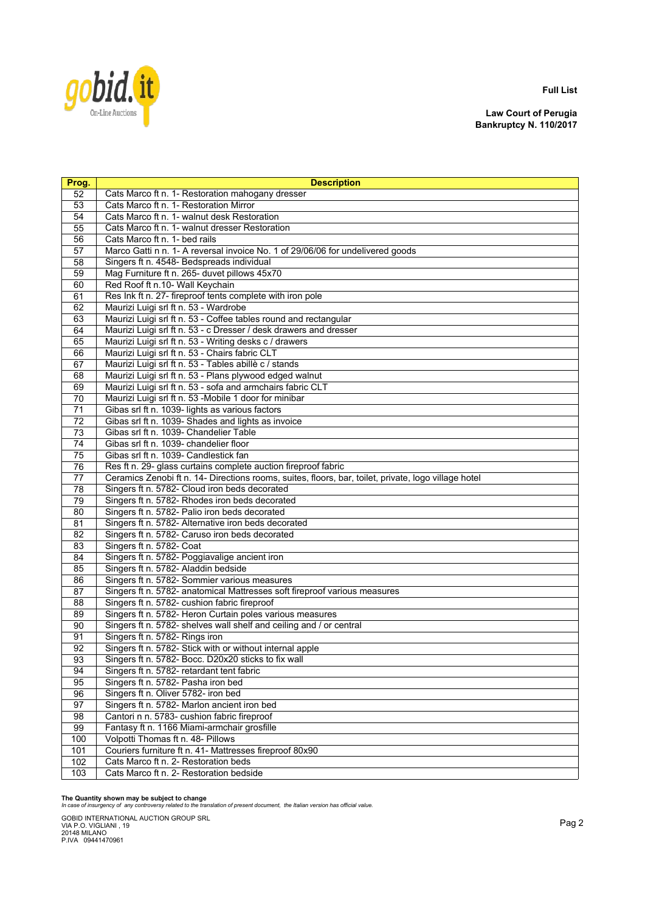**Full List**

**Law Court of Perugia**
**Bankruptcy N. 110/2017**

| Prog. | Description |
|---|---|
| 52 | Cats Marco ft n. 1- Restoration mahogany dresser |
| 53 | Cats Marco ft n. 1- Restoration Mirror |
| 54 | Cats Marco ft n. 1- walnut desk Restoration |
| 55 | Cats Marco ft n. 1- walnut dresser Restoration |
| 56 | Cats Marco ft n. 1- bed rails |
| 57 | Marco Gatti n n. 1- A reversal invoice No. 1 of 29/06/06 for undelivered goods |
| 58 | Singers ft n. 4548- Bedspreads individual |
| 59 | Mag Furniture ft n. 265- duvet pillows 45x70 |
| 60 | Red Roof ft n.10- Wall Keychain |
| 61 | Res Ink ft n. 27- fireproof tents complete with iron pole |
| 62 | Maurizi Luigi srl ft n. 53 - Wardrobe |
| 63 | Maurizi Luigi srl ft n. 53 - Coffee tables round and rectangular |
| 64 | Maurizi Luigi srl ft n. 53 - c Dresser / desk drawers and dresser |
| 65 | Maurizi Luigi srl ft n. 53 - Writing desks c / drawers |
| 66 | Maurizi Luigi srl ft n. 53 - Chairs fabric CLT |
| 67 | Maurizi Luigi srl ft n. 53 - Tables abillè c / stands |
| 68 | Maurizi Luigi srl ft n. 53 - Plans plywood edged walnut |
| 69 | Maurizi Luigi srl ft n. 53 - sofa and armchairs fabric CLT |
| 70 | Maurizi Luigi srl ft n. 53 -Mobile 1 door for minibar |
| 71 | Gibas srl ft n. 1039- lights as various factors |
| 72 | Gibas srl ft n. 1039- Shades and lights as invoice |
| 73 | Gibas srl ft n. 1039- Chandelier Table |
| 74 | Gibas srl ft n. 1039- chandelier floor |
| 75 | Gibas srl ft n. 1039- Candlestick fan |
| 76 | Res ft n. 29- glass curtains complete auction fireproof fabric |
| 77 | Ceramics Zenobi ft n. 14- Directions rooms, suites, floors, bar, toilet, private, logo village hotel |
| 78 | Singers ft n. 5782- Cloud iron beds decorated |
| 79 | Singers ft n. 5782- Rhodes iron beds decorated |
| 80 | Singers ft n. 5782- Palio iron beds decorated |
| 81 | Singers ft n. 5782- Alternative iron beds decorated |
| 82 | Singers ft n. 5782- Caruso iron beds decorated |
| 83 | Singers ft n. 5782- Coat |
| 84 | Singers ft n. 5782- Poggiavalige ancient iron |
| 85 | Singers ft n. 5782- Aladdin bedside |
| 86 | Singers ft n. 5782- Sommier various measures |
| 87 | Singers ft n. 5782- anatomical Mattresses soft fireproof various measures |
| 88 | Singers ft n. 5782- cushion fabric fireproof |
| 89 | Singers ft n. 5782- Heron Curtain poles various measures |
| 90 | Singers ft n. 5782- shelves wall shelf and ceiling and / or central |
| 91 | Singers ft n. 5782- Rings iron |
| 92 | Singers ft n. 5782- Stick with or without internal apple |
| 93 | Singers ft n. 5782- Bocc. D20x20 sticks to fix wall |
| 94 | Singers ft n. 5782- retardant tent fabric |
| 95 | Singers ft n. 5782- Pasha iron bed |
| 96 | Singers ft n. Oliver 5782- iron bed |
| 97 | Singers ft n. 5782- Marlon ancient iron bed |
| 98 | Cantori n n. 5783- cushion fabric fireproof |
| 99 | Fantasy ft n. 1166 Miami-armchair grosfille |
| 100 | Volpotti Thomas ft n. 48- Pillows |
| 101 | Couriers furniture ft n. 41- Mattresses fireproof 80x90 |
| 102 | Cats Marco ft n. 2- Restoration beds |
| 103 | Cats Marco ft n. 2- Restoration bedside |

**The Quantity shown may be subject to change**
*In case of insurgency of any controversy related to the translation of present document, the Italian version has official value.*

GOBID INTERNATIONAL AUCTION GROUP SRL
VIA P.O. VIGLIANI , 19
20148 MILANO
P.IVA 09441470961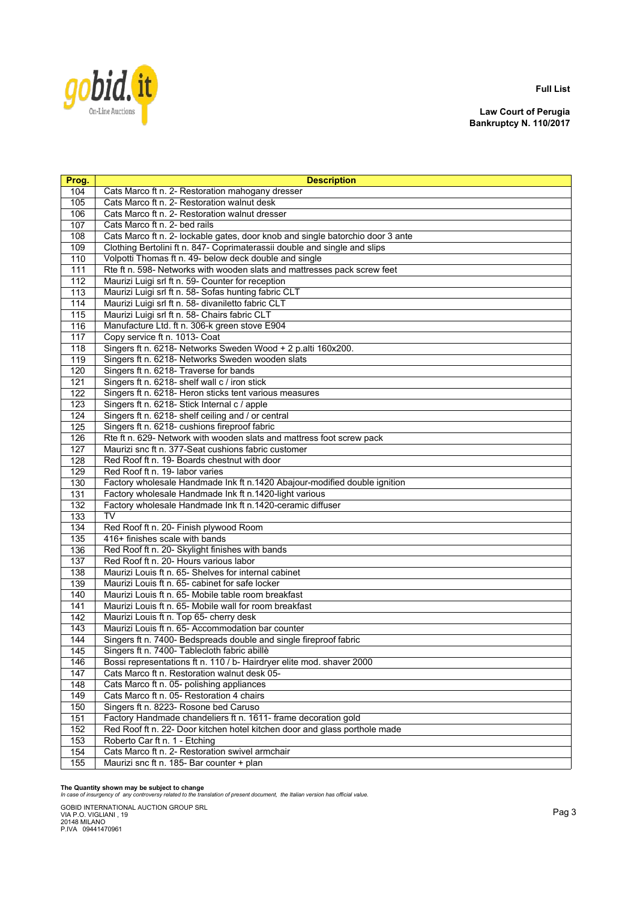**Full List**

**Law Court of Perugia**
**Bankruptcy N. 110/2017**

| Prog. | Description |
|---|---|
| 104 | Cats Marco ft n. 2- Restoration mahogany dresser |
| 105 | Cats Marco ft n. 2- Restoration walnut desk |
| 106 | Cats Marco ft n. 2- Restoration walnut dresser |
| 107 | Cats Marco ft n. 2- bed rails |
| 108 | Cats Marco ft n. 2- lockable gates, door knob and single batorchio door 3 ante |
| 109 | Clothing Bertolini ft n. 847- Coprimaterassii double and single and slips |
| 110 | Volpotti Thomas ft n. 49- below deck double and single |
| 111 | Rte ft n. 598- Networks with wooden slats and mattresses pack screw feet |
| 112 | Maurizi Luigi srl ft n. 59- Counter for reception |
| 113 | Maurizi Luigi srl ft n. 58- Sofas hunting fabric CLT |
| 114 | Maurizi Luigi srl ft n. 58- divaniletto fabric CLT |
| 115 | Maurizi Luigi srl ft n. 58- Chairs fabric CLT |
| 116 | Manufacture Ltd. ft n. 306-k green stove E904 |
| 117 | Copy service ft n. 1013- Coat |
| 118 | Singers ft n. 6218- Networks Sweden Wood + 2 p.alti 160x200. |
| 119 | Singers ft n. 6218- Networks Sweden wooden slats |
| 120 | Singers ft n. 6218- Traverse for bands |
| 121 | Singers ft n. 6218- shelf wall c / iron stick |
| 122 | Singers ft n. 6218- Heron sticks tent various measures |
| 123 | Singers ft n. 6218- Stick Internal c / apple |
| 124 | Singers ft n. 6218- shelf ceiling and / or central |
| 125 | Singers ft n. 6218- cushions fireproof fabric |
| 126 | Rte ft n. 629- Network with wooden slats and mattress foot screw pack |
| 127 | Maurizi snc ft n. 377-Seat cushions fabric customer |
| 128 | Red Roof ft n. 19- Boards chestnut with door |
| 129 | Red Roof ft n. 19- labor varies |
| 130 | Factory wholesale Handmade Ink ft n.1420 Abajour-modified double ignition |
| 131 | Factory wholesale Handmade Ink ft n.1420-light various |
| 132 | Factory wholesale Handmade Ink ft n.1420-ceramic diffuser |
| 133 | TV |
| 134 | Red Roof ft n. 20- Finish plywood Room |
| 135 | 416+ finishes scale with bands |
| 136 | Red Roof ft n. 20- Skylight finishes with bands |
| 137 | Red Roof ft n. 20- Hours various labor |
| 138 | Maurizi Louis ft n. 65- Shelves for internal cabinet |
| 139 | Maurizi Louis ft n. 65- cabinet for safe locker |
| 140 | Maurizi Louis ft n. 65- Mobile table room breakfast |
| 141 | Maurizi Louis ft n. 65- Mobile wall for room breakfast |
| 142 | Maurizi Louis ft n. Top 65- cherry desk |
| 143 | Maurizi Louis ft n. 65- Accommodation bar counter |
| 144 | Singers ft n. 7400- Bedspreads double and single fireproof fabric |
| 145 | Singers ft n. 7400- Tablecloth fabric abillè |
| 146 | Bossi representations ft n. 110 / b- Hairdryer elite mod. shaver 2000 |
| 147 | Cats Marco ft n. Restoration walnut desk 05- |
| 148 | Cats Marco ft n. 05- polishing appliances |
| 149 | Cats Marco ft n. 05- Restoration 4 chairs |
| 150 | Singers ft n. 8223- Rosone bed Caruso |
| 151 | Factory Handmade chandeliers ft n. 1611- frame decoration gold |
| 152 | Red Roof ft n. 22- Door kitchen hotel kitchen door and glass porthole made |
| 153 | Roberto Car ft n. 1 - Etching |
| 154 | Cats Marco ft n. 2- Restoration swivel armchair |
| 155 | Maurizi snc ft n. 185- Bar counter + plan |

**The Quantity shown may be subject to change**
*In case of insurgency of any controversy related to the translation of present document, the Italian version has official value.*

GOBID INTERNATIONAL AUCTION GROUP SRL
VIA P.O. VIGLIANI , 19
20148 MILANO
P.IVA 09441470961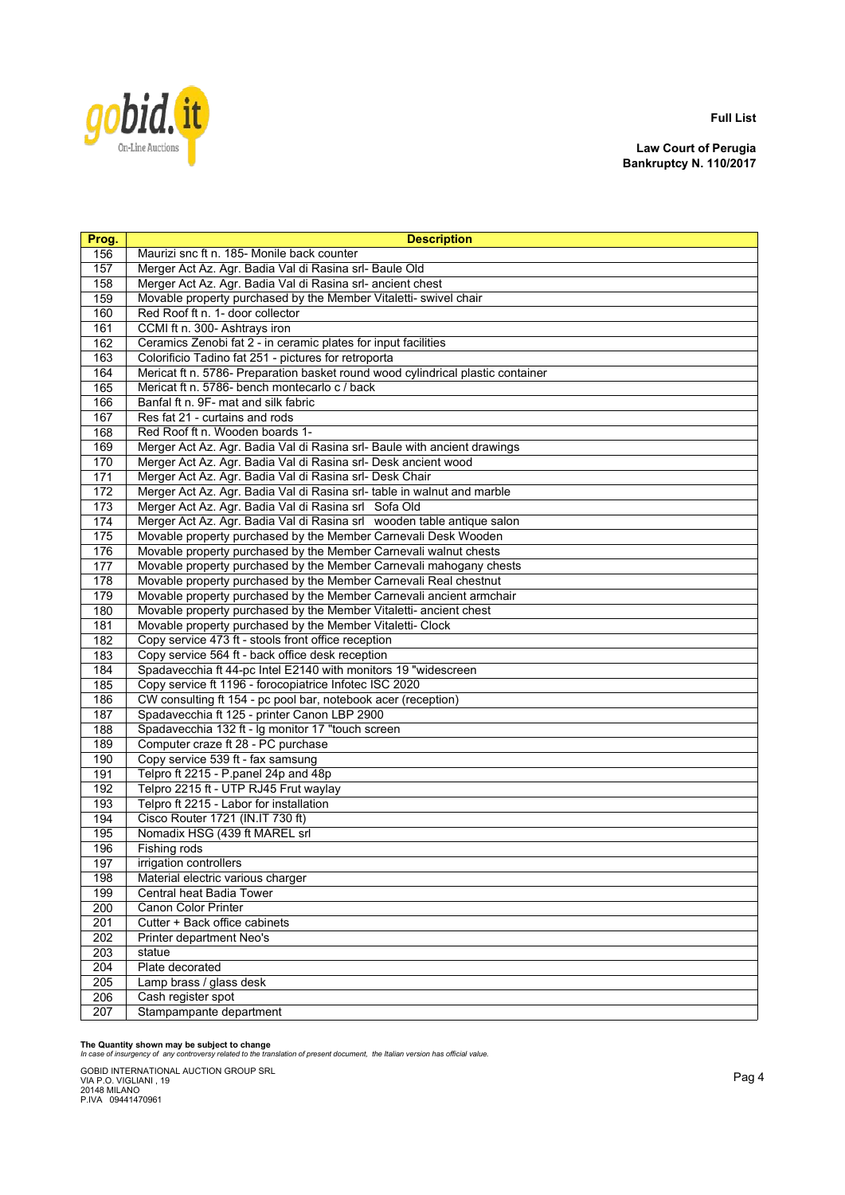**Full List**

**Law Court of Perugia**
**Bankruptcy N. 110/2017**

| Prog. | Description |
|---|---|
| 156 | Maurizi snc ft n. 185- Monile back counter |
| 157 | Merger Act Az. Agr. Badia Val di Rasina srl- Baule Old |
| 158 | Merger Act Az. Agr. Badia Val di Rasina srl- ancient chest |
| 159 | Movable property purchased by the Member Vitaletti- swivel chair |
| 160 | Red Roof ft n. 1- door collector |
| 161 | CCMI ft n. 300- Ashtrays iron |
| 162 | Ceramics Zenobi fat 2 - in ceramic plates for input facilities |
| 163 | Colorificio Tadino fat 251 - pictures for retroporta |
| 164 | Mericat ft n. 5786- Preparation basket round wood cylindrical plastic container |
| 165 | Mericat ft n. 5786- bench montecarlo c / back |
| 166 | Banfal ft n. 9F- mat and silk fabric |
| 167 | Res fat 21 - curtains and rods |
| 168 | Red Roof ft n. Wooden boards 1- |
| 169 | Merger Act Az. Agr. Badia Val di Rasina srl- Baule with ancient drawings |
| 170 | Merger Act Az. Agr. Badia Val di Rasina srl- Desk ancient wood |
| 171 | Merger Act Az. Agr. Badia Val di Rasina srl- Desk Chair |
| 172 | Merger Act Az. Agr. Badia Val di Rasina srl- table in walnut and marble |
| 173 | Merger Act Az. Agr. Badia Val di Rasina srl Sofa Old |
| 174 | Merger Act Az. Agr. Badia Val di Rasina srl wooden table antique salon |
| 175 | Movable property purchased by the Member Carnevali Desk Wooden |
| 176 | Movable property purchased by the Member Carnevali walnut chests |
| 177 | Movable property purchased by the Member Carnevali mahogany chests |
| 178 | Movable property purchased by the Member Carnevali Real chestnut |
| 179 | Movable property purchased by the Member Carnevali ancient armchair |
| 180 | Movable property purchased by the Member Vitaletti- ancient chest |
| 181 | Movable property purchased by the Member Vitaletti- Clock |
| 182 | Copy service 473 ft - stools front office reception |
| 183 | Copy service 564 ft - back office desk reception |
| 184 | Spadavecchia ft 44-pc Intel E2140 with monitors 19 "widescreen |
| 185 | Copy service ft 1196 - forocopiatrice Infotec ISC 2020 |
| 186 | CW consulting ft 154 - pc pool bar, notebook acer (reception) |
| 187 | Spadavecchia ft 125 - printer Canon LBP 2900 |
| 188 | Spadavecchia 132 ft - lg monitor 17 "touch screen |
| 189 | Computer craze ft 28 - PC purchase |
| 190 | Copy service 539 ft - fax samsung |
| 191 | Telpro ft 2215 - P.panel 24p and 48p |
| 192 | Telpro 2215 ft - UTP RJ45 Frut waylay |
| 193 | Telpro ft 2215 - Labor for installation |
| 194 | Cisco Router 1721 (IN.IT 730 ft) |
| 195 | Nomadix HSG (439 ft MAREL srl |
| 196 | Fishing rods |
| 197 | irrigation controllers |
| 198 | Material electric various charger |
| 199 | Central heat Badia Tower |
| 200 | Canon Color Printer |
| 201 | Cutter + Back office cabinets |
| 202 | Printer department Neo's |
| 203 | statue |
| 204 | Plate decorated |
| 205 | Lamp brass / glass desk |
| 206 | Cash register spot |
| 207 | Stampampante department |

**The Quantity shown may be subject to change**
*In case of insurgency of any controversy related to the translation of present document, the Italian version has official value.*

GOBID INTERNATIONAL AUCTION GROUP SRL
VIA P.O. VIGLIANI , 19
20148 MILANO
P.IVA 09441470961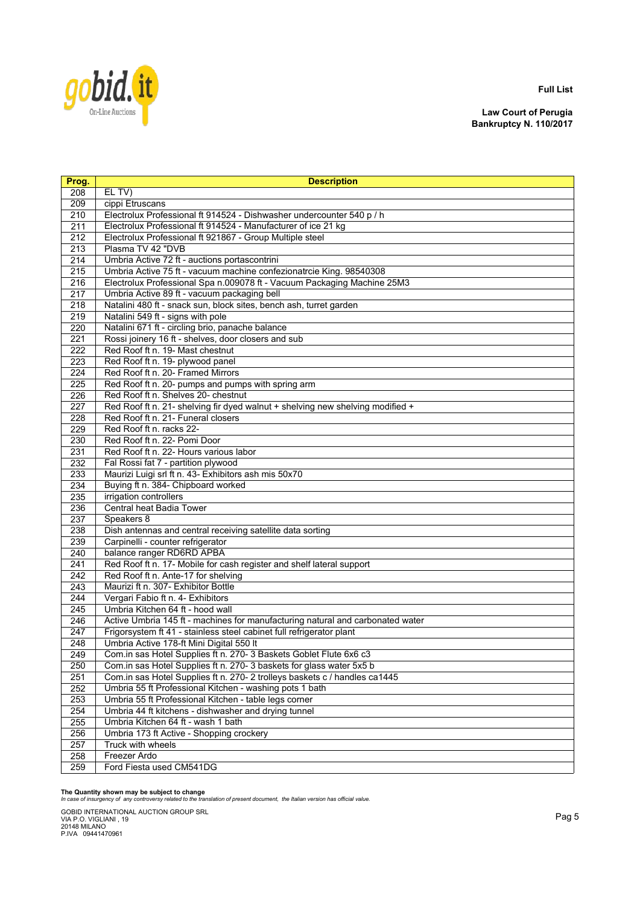**Full List**

**Law Court of Perugia**
**Bankruptcy N. 110/2017**

| Prog. | Description |
|---|---|
| 208 | EL TV) |
| 209 | cippi Etruscans |
| 210 | Electrolux Professional ft 914524 - Dishwasher undercounter 540 p / h |
| 211 | Electrolux Professional ft 914524 - Manufacturer of ice 21 kg |
| 212 | Electrolux Professional ft 921867 - Group Multiple steel |
| 213 | Plasma TV 42 "DVB |
| 214 | Umbria Active 72 ft - auctions portascontrini |
| 215 | Umbria Active 75 ft - vacuum machine confezionatrcie King. 98540308 |
| 216 | Electrolux Professional Spa n.009078 ft - Vacuum Packaging Machine 25M3 |
| 217 | Umbria Active 89 ft - vacuum packaging bell |
| 218 | Natalini 480 ft - snack sun, block sites, bench ash, turret garden |
| 219 | Natalini 549 ft - signs with pole |
| 220 | Natalini 671 ft - circling brio, panache balance |
| 221 | Rossi joinery 16 ft - shelves, door closers and sub |
| 222 | Red Roof ft n. 19- Mast chestnut |
| 223 | Red Roof ft n. 19- plywood panel |
| 224 | Red Roof ft n. 20- Framed Mirrors |
| 225 | Red Roof ft n. 20- pumps and pumps with spring arm |
| 226 | Red Roof ft n. Shelves 20- chestnut |
| 227 | Red Roof ft n. 21- shelving fir dyed walnut + shelving new shelving modified + |
| 228 | Red Roof ft n. 21- Funeral closers |
| 229 | Red Roof ft n. racks 22- |
| 230 | Red Roof ft n. 22- Pomi Door |
| 231 | Red Roof ft n. 22- Hours various labor |
| 232 | Fal Rossi fat 7 - partition plywood |
| 233 | Maurizi Luigi srl ft n. 43- Exhibitors ash mis 50x70 |
| 234 | Buying ft n. 384- Chipboard worked |
| 235 | irrigation controllers |
| 236 | Central heat Badia Tower |
| 237 | Speakers 8 |
| 238 | Dish antennas and central receiving satellite data sorting |
| 239 | Carpinelli - counter refrigerator |
| 240 | balance ranger RD6RD APBA |
| 241 | Red Roof ft n. 17- Mobile for cash register and shelf lateral support |
| 242 | Red Roof ft n. Ante-17 for shelving |
| 243 | Maurizi ft n. 307- Exhibitor Bottle |
| 244 | Vergari Fabio ft n. 4- Exhibitors |
| 245 | Umbria Kitchen 64 ft - hood wall |
| 246 | Active Umbria 145 ft - machines for manufacturing natural and carbonated water |
| 247 | Frigorsystem ft 41 - stainless steel cabinet full refrigerator plant |
| 248 | Umbria Active 178-ft Mini Digital 550 lt |
| 249 | Com.in sas Hotel Supplies ft n. 270- 3 Baskets Goblet Flute 6x6 c3 |
| 250 | Com.in sas Hotel Supplies ft n. 270- 3 baskets for glass water 5x5 b |
| 251 | Com.in sas Hotel Supplies ft n. 270- 2 trolleys baskets c / handles ca1445 |
| 252 | Umbria 55 ft Professional Kitchen - washing pots 1 bath |
| 253 | Umbria 55 ft Professional Kitchen - table legs corner |
| 254 | Umbria 44 ft kitchens - dishwasher and drying tunnel |
| 255 | Umbria Kitchen 64 ft - wash 1 bath |
| 256 | Umbria 173 ft Active - Shopping crockery |
| 257 | Truck with wheels |
| 258 | Freezer Ardo |
| 259 | Ford Fiesta used CM541DG |

**The Quantity shown may be subject to change**
*In case of insurgency of any controversy related to the translation of present document, the Italian version has official value.*

GOBID INTERNATIONAL AUCTION GROUP SRL
VIA P.O. VIGLIANI , 19
20148 MILANO
P.IVA 09441470961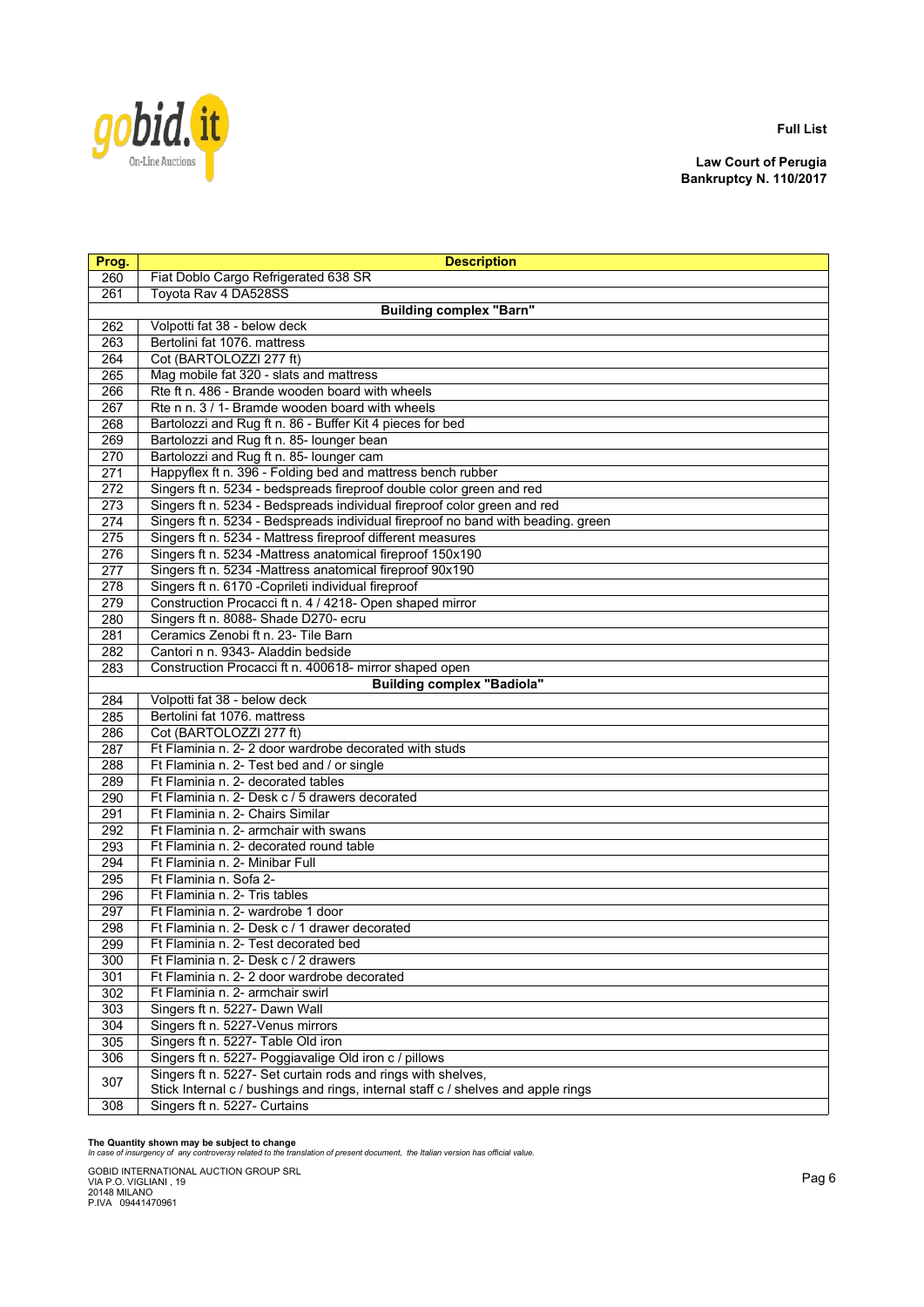**Full List**

**Law Court of Perugia**
**Bankruptcy N. 110/2017**

| Prog. | Description |
|---|---|
| 260 | Fiat Doblo Cargo Refrigerated 638 SR |
| 261 | Toyota Rav 4 DA528SS |
| | **Building complex "Barn"** |
| 262 | Volpotti fat 38 - below deck |
| 263 | Bertolini fat 1076. mattress |
| 264 | Cot (BARTOLOZZI 277 ft) |
| 265 | Mag mobile fat 320 - slats and mattress |
| 266 | Rte ft n. 486 - Brande wooden board with wheels |
| 267 | Rte n n. 3 / 1- Bramde wooden board with wheels |
| 268 | Bartolozzi and Rug ft n. 86 - Buffer Kit 4 pieces for bed |
| 269 | Bartolozzi and Rug ft n. 85- lounger bean |
| 270 | Bartolozzi and Rug ft n. 85- lounger cam |
| 271 | Happyflex ft n. 396 - Folding bed and mattress bench rubber |
| 272 | Singers ft n. 5234 - bedspreads fireproof double color green and red |
| 273 | Singers ft n. 5234 - Bedspreads individual fireproof color green and red |
| 274 | Singers ft n. 5234 - Bedspreads individual fireproof no band with beading. green |
| 275 | Singers ft n. 5234 - Mattress fireproof different measures |
| 276 | Singers ft n. 5234 -Mattress anatomical fireproof 150x190 |
| 277 | Singers ft n. 5234 -Mattress anatomical fireproof 90x190 |
| 278 | Singers ft n. 6170 -Coprileti individual fireproof |
| 279 | Construction Procacci ft n. 4 / 4218- Open shaped mirror |
| 280 | Singers ft n. 8088- Shade D270- ecru |
| 281 | Ceramics Zenobi ft n. 23- Tile Barn |
| 282 | Cantori n n. 9343- Aladdin bedside |
| 283 | Construction Procacci ft n. 400618- mirror shaped open |
| | **Building complex "Badiola"** |
| 284 | Volpotti fat 38 - below deck |
| 285 | Bertolini fat 1076. mattress |
| 286 | Cot (BARTOLOZZI 277 ft) |
| 287 | Ft Flaminia n. 2- 2 door wardrobe decorated with studs |
| 288 | Ft Flaminia n. 2- Test bed and / or single |
| 289 | Ft Flaminia n. 2- decorated tables |
| 290 | Ft Flaminia n. 2- Desk c / 5 drawers decorated |
| 291 | Ft Flaminia n. 2- Chairs Similar |
| 292 | Ft Flaminia n. 2- armchair with swans |
| 293 | Ft Flaminia n. 2- decorated round table |
| 294 | Ft Flaminia n. 2- Minibar Full |
| 295 | Ft Flaminia n. Sofa 2- |
| 296 | Ft Flaminia n. 2- Tris tables |
| 297 | Ft Flaminia n. 2- wardrobe 1 door |
| 298 | Ft Flaminia n. 2- Desk c / 1 drawer decorated |
| 299 | Ft Flaminia n. 2- Test decorated bed |
| 300 | Ft Flaminia n. 2- Desk c / 2 drawers |
| 301 | Ft Flaminia n. 2- 2 door wardrobe decorated |
| 302 | Ft Flaminia n. 2- armchair swirl |
| 303 | Singers ft n. 5227- Dawn Wall |
| 304 | Singers ft n. 5227-Venus mirrors |
| 305 | Singers ft n. 5227- Table Old iron |
| 306 | Singers ft n. 5227- Poggiavalige Old iron c / pillows |
| 307 | Singers ft n. 5227- Set curtain rods and rings with shelves, Stick Internal c / bushings and rings, internal staff c / shelves and apple rings |
| 308 | Singers ft n. 5227- Curtains |

**The Quantity shown may be subject to change**
*In case of insurgency of any controversy related to the translation of present document, the Italian version has official value.*

GOBID INTERNATIONAL AUCTION GROUP SRL
VIA P.O. VIGLIANI , 19
20148 MILANO
P.IVA 09441470961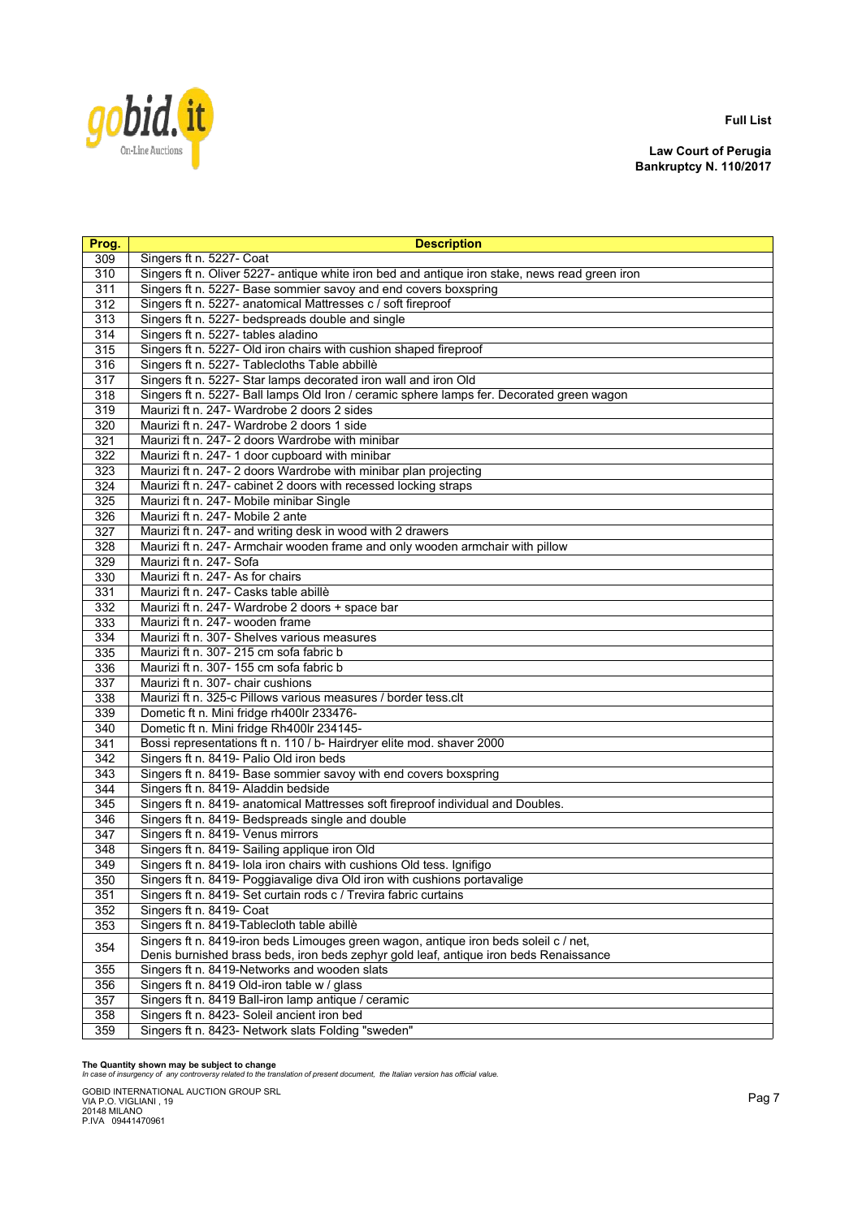**Full List**

**Law Court of Perugia**
**Bankruptcy N. 110/2017**

| Prog. | Description |
|---|---|
| 309 | Singers ft n. 5227- Coat |
| 310 | Singers ft n. Oliver 5227- antique white iron bed and antique iron stake, news read green iron |
| 311 | Singers ft n. 5227- Base sommier savoy and end covers boxspring |
| 312 | Singers ft n. 5227- anatomical Mattresses c / soft fireproof |
| 313 | Singers ft n. 5227- bedspreads double and single |
| 314 | Singers ft n. 5227- tables aladino |
| 315 | Singers ft n. 5227- Old iron chairs with cushion shaped fireproof |
| 316 | Singers ft n. 5227- Tablecloths Table abbillè |
| 317 | Singers ft n. 5227- Star lamps decorated iron wall and iron Old |
| 318 | Singers ft n. 5227- Ball lamps Old Iron / ceramic sphere lamps fer. Decorated green wagon |
| 319 | Maurizi ft n. 247- Wardrobe 2 doors 2 sides |
| 320 | Maurizi ft n. 247- Wardrobe 2 doors 1 side |
| 321 | Maurizi ft n. 247- 2 doors Wardrobe with minibar |
| 322 | Maurizi ft n. 247- 1 door cupboard with minibar |
| 323 | Maurizi ft n. 247- 2 doors Wardrobe with minibar plan projecting |
| 324 | Maurizi ft n. 247- cabinet 2 doors with recessed locking straps |
| 325 | Maurizi ft n. 247- Mobile minibar Single |
| 326 | Maurizi ft n. 247- Mobile 2 ante |
| 327 | Maurizi ft n. 247- and writing desk in wood with 2 drawers |
| 328 | Maurizi ft n. 247- Armchair wooden frame and only wooden armchair with pillow |
| 329 | Maurizi ft n. 247- Sofa |
| 330 | Maurizi ft n. 247- As for chairs |
| 331 | Maurizi ft n. 247- Casks table abillè |
| 332 | Maurizi ft n. 247- Wardrobe 2 doors + space bar |
| 333 | Maurizi ft n. 247- wooden frame |
| 334 | Maurizi ft n. 307- Shelves various measures |
| 335 | Maurizi ft n. 307- 215 cm sofa fabric b |
| 336 | Maurizi ft n. 307- 155 cm sofa fabric b |
| 337 | Maurizi ft n. 307- chair cushions |
| 338 | Maurizi ft n. 325-c Pillows various measures / border tess.clt |
| 339 | Dometic ft n. Mini fridge rh400lr 233476- |
| 340 | Dometic ft n. Mini fridge Rh400lr 234145- |
| 341 | Bossi representations ft n. 110 / b- Hairdryer elite mod. shaver 2000 |
| 342 | Singers ft n. 8419- Palio Old iron beds |
| 343 | Singers ft n. 8419- Base sommier savoy with end covers boxspring |
| 344 | Singers ft n. 8419- Aladdin bedside |
| 345 | Singers ft n. 8419- anatomical Mattresses soft fireproof individual and Doubles. |
| 346 | Singers ft n. 8419- Bedspreads single and double |
| 347 | Singers ft n. 8419- Venus mirrors |
| 348 | Singers ft n. 8419- Sailing applique iron Old |
| 349 | Singers ft n. 8419- Iola iron chairs with cushions Old tess. Ignifigo |
| 350 | Singers ft n. 8419- Poggiavalige diva Old iron with cushions portavalige |
| 351 | Singers ft n. 8419- Set curtain rods c / Trevira fabric curtains |
| 352 | Singers ft n. 8419- Coat |
| 353 | Singers ft n. 8419-Tablecloth table abillè |
| 354 | Singers ft n. 8419-iron beds Limouges green wagon, antique iron beds soleil c / net, Denis burnished brass beds, iron beds zephyr gold leaf, antique iron beds Renaissance |
| 355 | Singers ft n. 8419-Networks and wooden slats |
| 356 | Singers ft n. 8419 Old-iron table w / glass |
| 357 | Singers ft n. 8419 Ball-iron lamp antique / ceramic |
| 358 | Singers ft n. 8423- Soleil ancient iron bed |
| 359 | Singers ft n. 8423- Network slats Folding "sweden" |

**The Quantity shown may be subject to change**
*In case of insurgency of any controversy related to the translation of present document, the Italian version has official value.*

GOBID INTERNATIONAL AUCTION GROUP SRL
VIA P.O. VIGLIANI , 19
20148 MILANO
P.IVA 09441470961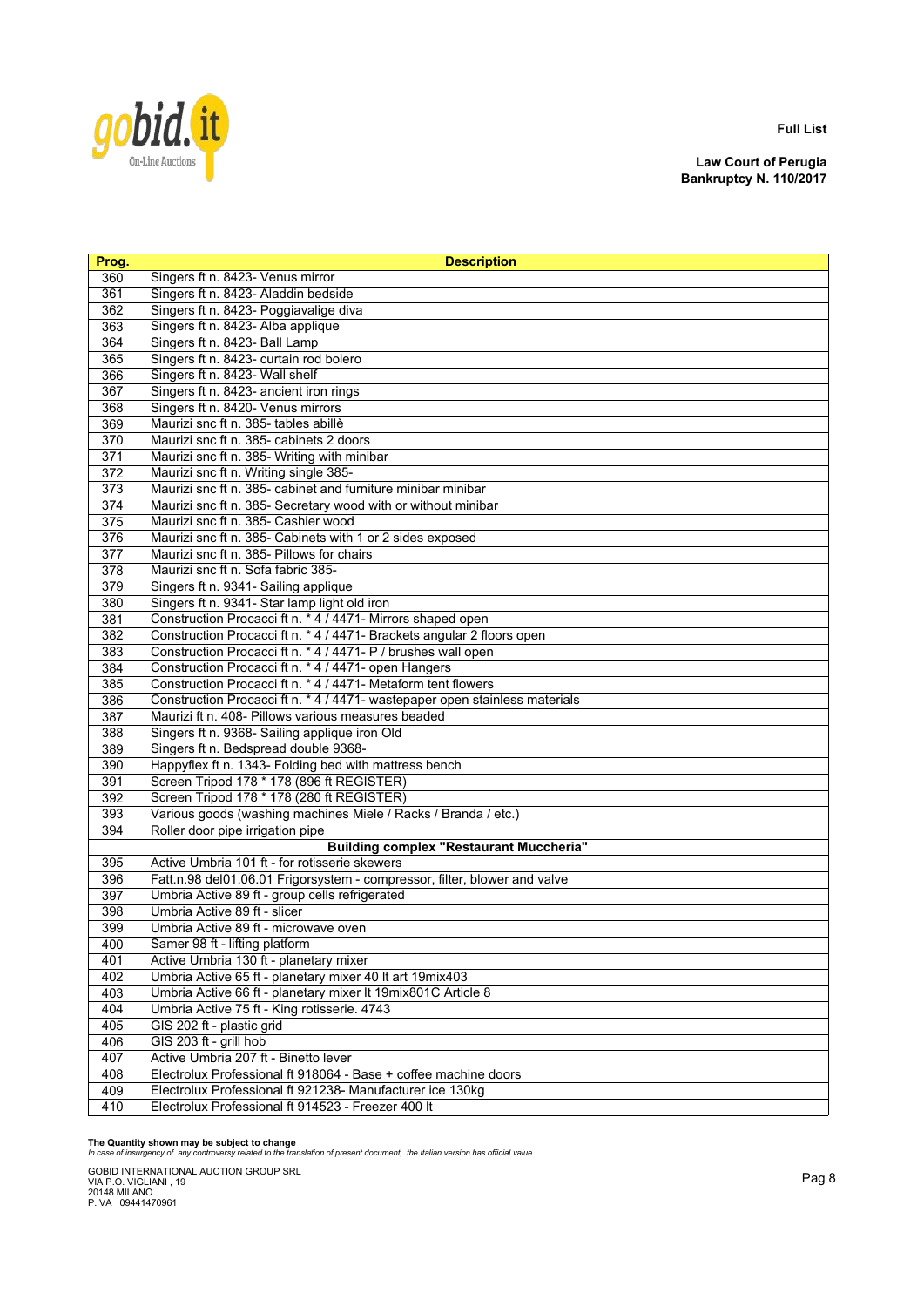**Full List**

**Law Court of Perugia**
**Bankruptcy N. 110/2017**

| Prog. | Description |
|---|---|
| 360 | Singers ft n. 8423- Venus mirror |
| 361 | Singers ft n. 8423- Aladdin bedside |
| 362 | Singers ft n. 8423- Poggiavalige diva |
| 363 | Singers ft n. 8423- Alba applique |
| 364 | Singers ft n. 8423- Ball Lamp |
| 365 | Singers ft n. 8423- curtain rod bolero |
| 366 | Singers ft n. 8423- Wall shelf |
| 367 | Singers ft n. 8423- ancient iron rings |
| 368 | Singers ft n. 8420- Venus mirrors |
| 369 | Maurizi snc ft n. 385- tables abillè |
| 370 | Maurizi snc ft n. 385- cabinets 2 doors |
| 371 | Maurizi snc ft n. 385- Writing with minibar |
| 372 | Maurizi snc ft n. Writing single 385- |
| 373 | Maurizi snc ft n. 385- cabinet and furniture minibar minibar |
| 374 | Maurizi snc ft n. 385- Secretary wood with or without minibar |
| 375 | Maurizi snc ft n. 385- Cashier wood |
| 376 | Maurizi snc ft n. 385- Cabinets with 1 or 2 sides exposed |
| 377 | Maurizi snc ft n. 385- Pillows for chairs |
| 378 | Maurizi snc ft n. Sofa fabric 385- |
| 379 | Singers ft n. 9341- Sailing applique |
| 380 | Singers ft n. 9341- Star lamp light old iron |
| 381 | Construction Procacci ft n. * 4 / 4471- Mirrors shaped open |
| 382 | Construction Procacci ft n. * 4 / 4471- Brackets angular 2 floors open |
| 383 | Construction Procacci ft n. * 4 / 4471- P / brushes wall open |
| 384 | Construction Procacci ft n. * 4 / 4471- open Hangers |
| 385 | Construction Procacci ft n. * 4 / 4471- Metaform tent flowers |
| 386 | Construction Procacci ft n. * 4 / 4471- wastepaper open stainless materials |
| 387 | Maurizi ft n. 408- Pillows various measures beaded |
| 388 | Singers ft n. 9368- Sailing applique iron Old |
| 389 | Singers ft n. Bedspread double 9368- |
| 390 | Happyflex ft n. 1343- Folding bed with mattress bench |
| 391 | Screen Tripod 178 * 178 (896 ft REGISTER) |
| 392 | Screen Tripod 178 * 178 (280 ft REGISTER) |
| 393 | Various goods (washing machines Miele / Racks / Branda / etc.) |
| 394 | Roller door pipe irrigation pipe |
| | **Building complex "Restaurant Muccheria"** |
| 395 | Active Umbria 101 ft - for rotisserie skewers |
| 396 | Fatt.n.98 del01.06.01 Frigorsystem - compressor, filter, blower and valve |
| 397 | Umbria Active 89 ft - group cells refrigerated |
| 398 | Umbria Active 89 ft - slicer |
| 399 | Umbria Active 89 ft - microwave oven |
| 400 | Samer 98 ft - lifting platform |
| 401 | Active Umbria 130 ft - planetary mixer |
| 402 | Umbria Active 65 ft - planetary mixer 40 lt art 19mix403 |
| 403 | Umbria Active 66 ft - planetary mixer lt 19mix801C Article 8 |
| 404 | Umbria Active 75 ft - King rotisserie. 4743 |
| 405 | GIS 202 ft - plastic grid |
| 406 | GIS 203 ft - grill hob |
| 407 | Active Umbria 207 ft - Binetto lever |
| 408 | Electrolux Professional ft 918064 - Base + coffee machine doors |
| 409 | Electrolux Professional ft 921238- Manufacturer ice 130kg |
| 410 | Electrolux Professional ft 914523 - Freezer 400 lt |

**The Quantity shown may be subject to change**
*In case of insurgency of any controversy related to the translation of present document, the Italian version has official value.*

GOBID INTERNATIONAL AUCTION GROUP SRL
VIA P.O. VIGLIANI , 19
20148 MILANO
P.IVA 09441470961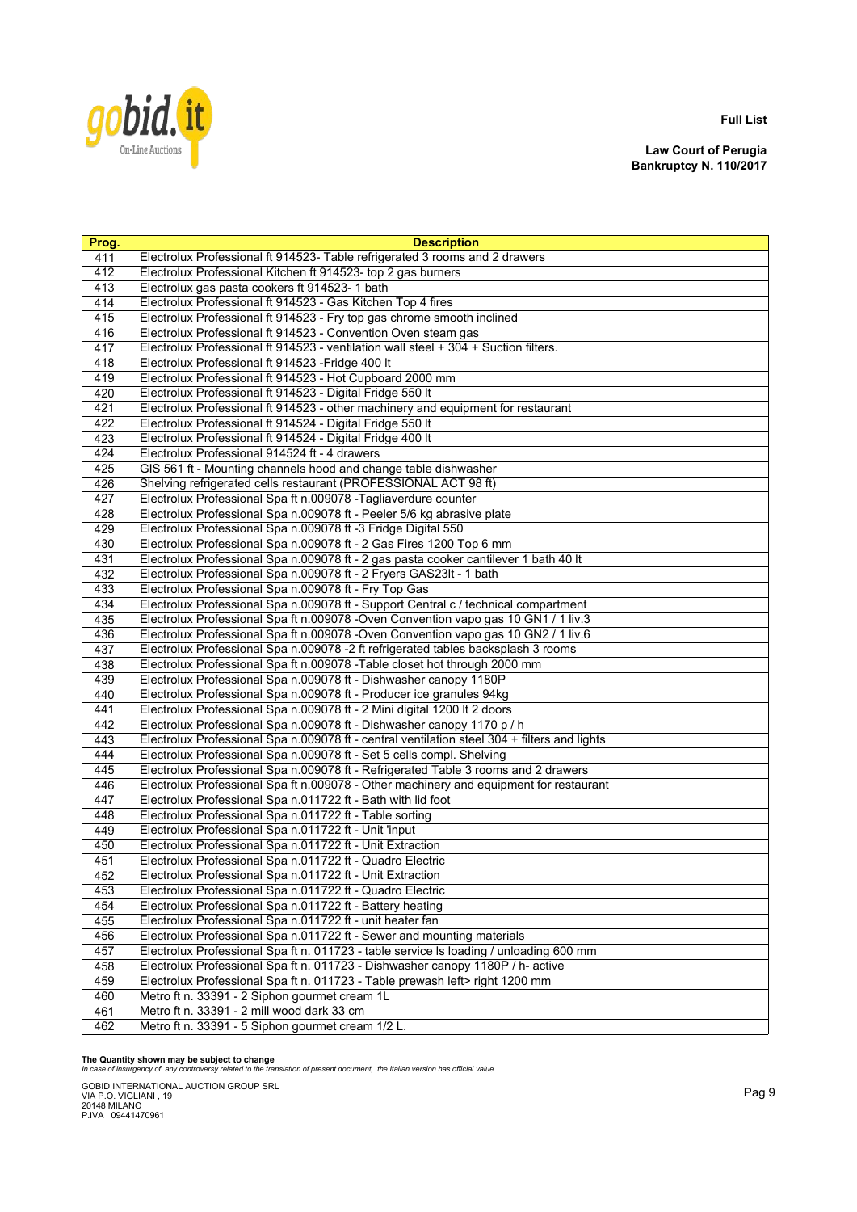**Full List**

**Law Court of Perugia**
**Bankruptcy N. 110/2017**

| Prog. | Description |
|---|---|
| 411 | Electrolux Professional ft 914523- Table refrigerated 3 rooms and 2 drawers |
| 412 | Electrolux Professional Kitchen ft 914523- top 2 gas burners |
| 413 | Electrolux gas pasta cookers ft 914523- 1 bath |
| 414 | Electrolux Professional ft 914523 - Gas Kitchen Top 4 fires |
| 415 | Electrolux Professional ft 914523 - Fry top gas chrome smooth inclined |
| 416 | Electrolux Professional ft 914523 - Convention Oven steam gas |
| 417 | Electrolux Professional ft 914523 - ventilation wall steel + 304 + Suction filters. |
| 418 | Electrolux Professional ft 914523 -Fridge 400 lt |
| 419 | Electrolux Professional ft 914523 - Hot Cupboard 2000 mm |
| 420 | Electrolux Professional ft 914523 - Digital Fridge 550 lt |
| 421 | Electrolux Professional ft 914523 - other machinery and equipment for restaurant |
| 422 | Electrolux Professional ft 914524 - Digital Fridge 550 lt |
| 423 | Electrolux Professional ft 914524 - Digital Fridge 400 lt |
| 424 | Electrolux Professional 914524 ft - 4 drawers |
| 425 | GIS 561 ft - Mounting channels hood and change table dishwasher |
| 426 | Shelving refrigerated cells restaurant (PROFESSIONAL ACT 98 ft) |
| 427 | Electrolux Professional Spa ft n.009078 -Tagliaverdure counter |
| 428 | Electrolux Professional Spa n.009078 ft - Peeler 5/6 kg abrasive plate |
| 429 | Electrolux Professional Spa n.009078 ft -3 Fridge Digital 550 |
| 430 | Electrolux Professional Spa n.009078 ft - 2 Gas Fires 1200 Top 6 mm |
| 431 | Electrolux Professional Spa n.009078 ft - 2 gas pasta cooker cantilever 1 bath 40 lt |
| 432 | Electrolux Professional Spa n.009078 ft - 2 Fryers GAS23lt - 1 bath |
| 433 | Electrolux Professional Spa n.009078 ft - Fry Top Gas |
| 434 | Electrolux Professional Spa n.009078 ft - Support Central c / technical compartment |
| 435 | Electrolux Professional Spa ft n.009078 -Oven Convention vapo gas 10 GN1 / 1 liv.3 |
| 436 | Electrolux Professional Spa ft n.009078 -Oven Convention vapo gas 10 GN2 / 1 liv.6 |
| 437 | Electrolux Professional Spa n.009078 -2 ft refrigerated tables backsplash 3 rooms |
| 438 | Electrolux Professional Spa ft n.009078 -Table closet hot through 2000 mm |
| 439 | Electrolux Professional Spa n.009078 ft - Dishwasher canopy 1180P |
| 440 | Electrolux Professional Spa n.009078 ft - Producer ice granules 94kg |
| 441 | Electrolux Professional Spa n.009078 ft - 2 Mini digital 1200 lt 2 doors |
| 442 | Electrolux Professional Spa n.009078 ft - Dishwasher canopy 1170 p / h |
| 443 | Electrolux Professional Spa n.009078 ft - central ventilation steel 304 + filters and lights |
| 444 | Electrolux Professional Spa n.009078 ft - Set 5 cells compl. Shelving |
| 445 | Electrolux Professional Spa n.009078 ft - Refrigerated Table 3 rooms and 2 drawers |
| 446 | Electrolux Professional Spa ft n.009078 - Other machinery and equipment for restaurant |
| 447 | Electrolux Professional Spa n.011722 ft - Bath with lid foot |
| 448 | Electrolux Professional Spa n.011722 ft - Table sorting |
| 449 | Electrolux Professional Spa n.011722 ft - Unit 'input |
| 450 | Electrolux Professional Spa n.011722 ft - Unit Extraction |
| 451 | Electrolux Professional Spa n.011722 ft - Quadro Electric |
| 452 | Electrolux Professional Spa n.011722 ft - Unit Extraction |
| 453 | Electrolux Professional Spa n.011722 ft - Quadro Electric |
| 454 | Electrolux Professional Spa n.011722 ft - Battery heating |
| 455 | Electrolux Professional Spa n.011722 ft - unit heater fan |
| 456 | Electrolux Professional Spa n.011722 ft - Sewer and mounting materials |
| 457 | Electrolux Professional Spa ft n. 011723 - table service ls loading / unloading 600 mm |
| 458 | Electrolux Professional Spa ft n. 011723 - Dishwasher canopy 1180P / h- active |
| 459 | Electrolux Professional Spa ft n. 011723 - Table prewash left> right 1200 mm |
| 460 | Metro ft n. 33391 - 2 Siphon gourmet cream 1L |
| 461 | Metro ft n. 33391 - 2 mill wood dark 33 cm |
| 462 | Metro ft n. 33391 - 5 Siphon gourmet cream 1/2 L. |

**The Quantity shown may be subject to change**
*In case of insurgency of any controversy related to the translation of present document, the Italian version has official value.*

GOBID INTERNATIONAL AUCTION GROUP SRL
VIA P.O. VIGLIANI , 19
20148 MILANO
P.IVA 09441470961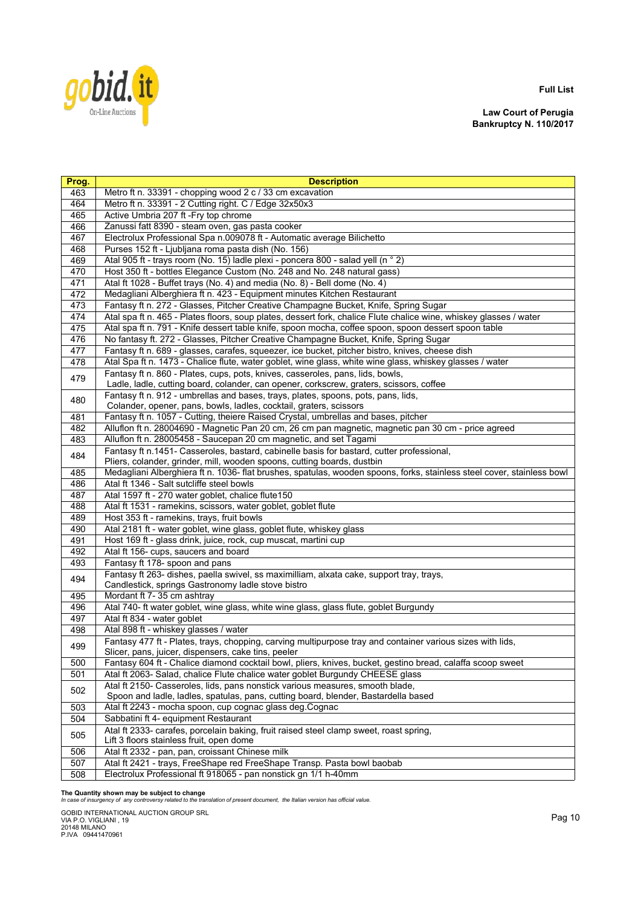**Full List**

**Law Court of Perugia**
**Bankruptcy N. 110/2017**

| Prog. | Description |
|---|---|
| 463 | Metro ft n. 33391 - chopping wood 2 c / 33 cm excavation |
| 464 | Metro ft n. 33391 - 2 Cutting right. C / Edge 32x50x3 |
| 465 | Active Umbria 207 ft -Fry top chrome |
| 466 | Zanussi fatt 8390 - steam oven, gas pasta cooker |
| 467 | Electrolux Professional Spa n.009078 ft - Automatic average Bilichetto |
| 468 | Purses 152 ft - Ljubljana roma pasta dish (No. 156) |
| 469 | Atal 905 ft - trays room (No. 15) ladle plexi - poncera 800 - salad yell (n ° 2) |
| 470 | Host 350 ft - bottles Elegance Custom (No. 248 and No. 248 natural gass) |
| 471 | Atal ft 1028 - Buffet trays (No. 4) and media (No. 8) - Bell dome (No. 4) |
| 472 | Medagliani Alberghiera ft n. 423 - Equipment minutes Kitchen Restaurant |
| 473 | Fantasy ft n. 272 - Glasses, Pitcher Creative Champagne Bucket, Knife, Spring Sugar |
| 474 | Atal spa ft n. 465 - Plates floors, soup plates, dessert fork, chalice Flute chalice wine, whiskey glasses / water |
| 475 | Atal spa ft n. 791 - Knife dessert table knife, spoon mocha, coffee spoon, spoon dessert spoon table |
| 476 | No fantasy ft. 272 - Glasses, Pitcher Creative Champagne Bucket, Knife, Spring Sugar |
| 477 | Fantasy ft n. 689 - glasses, carafes, squeezer, ice bucket, pitcher bistro, knives, cheese dish |
| 478 | Atal Spa ft n. 1473 - Chalice flute, water goblet, wine glass, white wine glass, whiskey glasses / water |
| 479 | Fantasy ft n. 860 - Plates, cups, pots, knives, casseroles, pans, lids, bowls, Ladle, ladle, cutting board, colander, can opener, corkscrew, graters, scissors, coffee |
| 480 | Fantasy ft n. 912 - umbrellas and bases, trays, plates, spoons, pots, pans, lids, Colander, opener, pans, bowls, ladles, cocktail, graters, scissors |
| 481 | Fantasy ft n. 1057 - Cutting, theiere Raised Crystal, umbrellas and bases, pitcher |
| 482 | Alluflon ft n. 28004690 - Magnetic Pan 20 cm, 26 cm pan magnetic, magnetic pan 30 cm - price agreed |
| 483 | Alluflon ft n. 28005458 - Saucepan 20 cm magnetic, and set Tagami |
| 484 | Fantasy ft n.1451- Casseroles, bastard, cabinelle basis for bastard, cutter professional, Pliers, colander, grinder, mill, wooden spoons, cutting boards, dustbin |
| 485 | Medagliani Alberghiera ft n. 1036- flat brushes, spatulas, wooden spoons, forks, stainless steel cover, stainless bowl |
| 486 | Atal ft 1346 - Salt sutcliffe steel bowls |
| 487 | Atal 1597 ft - 270 water goblet, chalice flute150 |
| 488 | Atal ft 1531 - ramekins, scissors, water goblet, goblet flute |
| 489 | Host 353 ft - ramekins, trays, fruit bowls |
| 490 | Atal 2181 ft - water goblet, wine glass, goblet flute, whiskey glass |
| 491 | Host 169 ft - glass drink, juice, rock, cup muscat, martini cup |
| 492 | Atal ft 156- cups, saucers and board |
| 493 | Fantasy ft 178- spoon and pans |
| 494 | Fantasy ft 263- dishes, paella swivel, ss maximilliam, alxata cake, support tray, trays, Candlestick, springs Gastronomy ladle stove bistro |
| 495 | Mordant ft 7- 35 cm ashtray |
| 496 | Atal 740- ft water goblet, wine glass, white wine glass, glass flute, goblet Burgundy |
| 497 | Atal ft 834 - water goblet |
| 498 | Atal 898 ft - whiskey glasses / water |
| 499 | Fantasy 477 ft - Plates, trays, chopping, carving multipurpose tray and container various sizes with lids, Slicer, pans, juicer, dispensers, cake tins, peeler |
| 500 | Fantasy 604 ft - Chalice diamond cocktail bowl, pliers, knives, bucket, gestino bread, calaffa scoop sweet |
| 501 | Atal ft 2063- Salad, chalice Flute chalice water goblet Burgundy CHEESE glass |
| 502 | Atal ft 2150- Casseroles, lids, pans nonstick various measures, smooth blade, Spoon and ladle, ladles, spatulas, pans, cutting board, blender, Bastardella based |
| 503 | Atal ft 2243 - mocha spoon, cup cognac glass deg.Cognac |
| 504 | Sabbatini ft 4- equipment Restaurant |
| 505 | Atal ft 2333- carafes, porcelain baking, fruit raised steel clamp sweet, roast spring, Lift 3 floors stainless fruit, open dome |
| 506 | Atal ft 2332 - pan, pan, croissant Chinese milk |
| 507 | Atal ft 2421 - trays, FreeShape red FreeShape Transp. Pasta bowl baobab |
| 508 | Electrolux Professional ft 918065 - pan nonstick gn 1/1 h-40mm |

**The Quantity shown may be subject to change**
*In case of insurgency of any controversy related to the translation of present document, the Italian version has official value.*

GOBID INTERNATIONAL AUCTION GROUP SRL
VIA P.O. VIGLIANI , 19
20148 MILANO
P.IVA 09441470961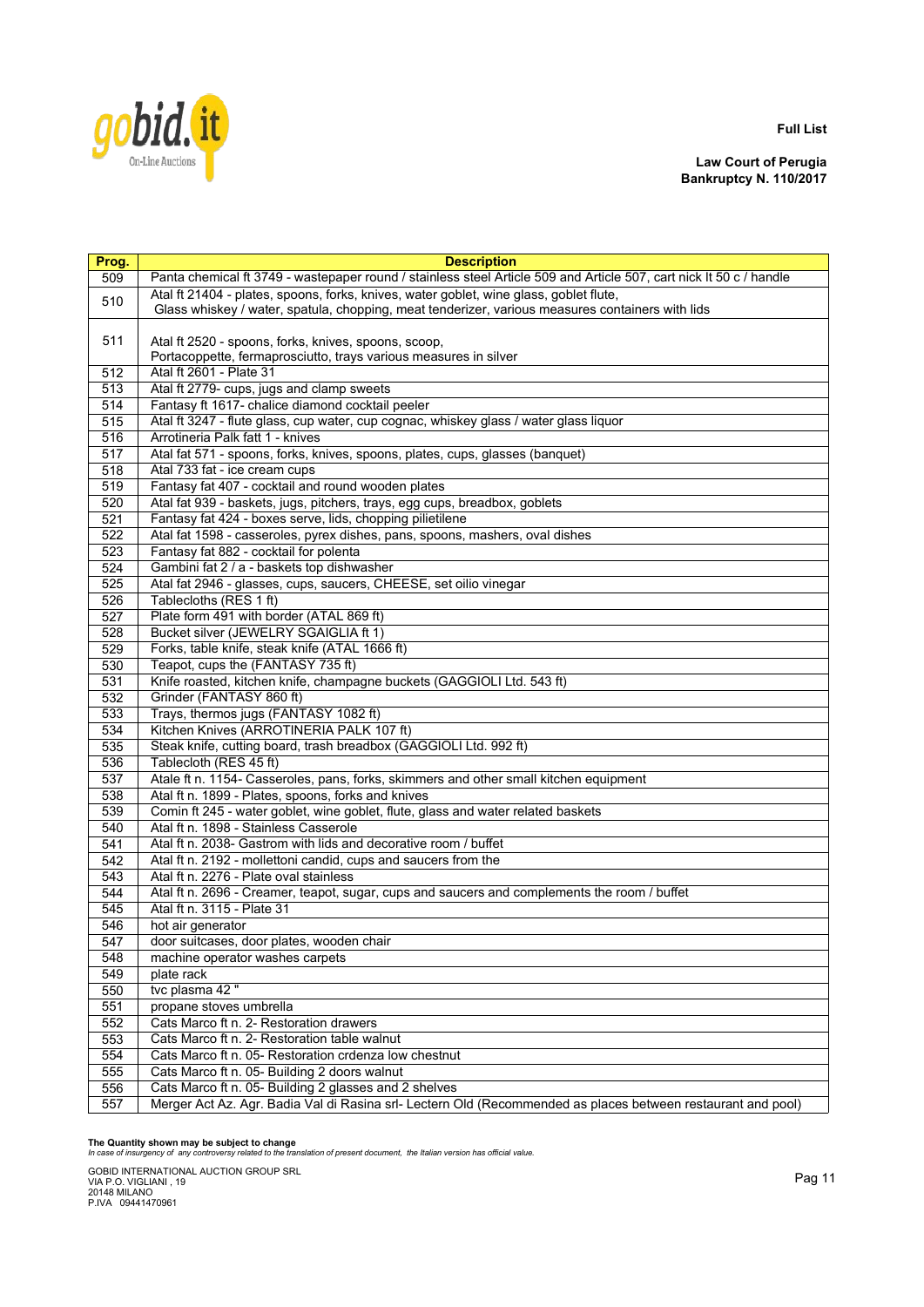**Full List**

**Law Court of Perugia**
**Bankruptcy N. 110/2017**

| Prog. | Description |
|---|---|
| 509 | Panta chemical ft 3749 - wastepaper round / stainless steel Article 509 and Article 507, cart nick lt 50 c / handle |
| 510 | Atal ft 21404 - plates, spoons, forks, knives, water goblet, wine glass, goblet flute, Glass whiskey / water, spatula, chopping, meat tenderizer, various measures containers with lids |
| 511 | Atal ft 2520 - spoons, forks, knives, spoons, scoop, Portacoppette, fermaprosciutto, trays various measures in silver |
| 512 | Atal ft 2601 - Plate 31 |
| 513 | Atal ft 2779- cups, jugs and clamp sweets |
| 514 | Fantasy ft 1617- chalice diamond cocktail peeler |
| 515 | Atal ft 3247 - flute glass, cup water, cup cognac, whiskey glass / water glass liquor |
| 516 | Arrotineria Palk fatt 1 - knives |
| 517 | Atal fat 571 - spoons, forks, knives, spoons, plates, cups, glasses (banquet) |
| 518 | Atal 733 fat - ice cream cups |
| 519 | Fantasy fat 407 - cocktail and round wooden plates |
| 520 | Atal fat 939 - baskets, jugs, pitchers, trays, egg cups, breadbox, goblets |
| 521 | Fantasy fat 424 - boxes serve, lids, chopping pilietilene |
| 522 | Atal fat 1598 - casseroles, pyrex dishes, pans, spoons, mashers, oval dishes |
| 523 | Fantasy fat 882 - cocktail for polenta |
| 524 | Gambini fat 2 / a - baskets top dishwasher |
| 525 | Atal fat 2946 - glasses, cups, saucers, CHEESE, set oilio vinegar |
| 526 | Tablecloths (RES 1 ft) |
| 527 | Plate form 491 with border (ATAL 869 ft) |
| 528 | Bucket silver (JEWELRY SGAIGLIA ft 1) |
| 529 | Forks, table knife, steak knife (ATAL 1666 ft) |
| 530 | Teapot, cups the (FANTASY 735 ft) |
| 531 | Knife roasted, kitchen knife, champagne buckets (GAGGIOLI Ltd. 543 ft) |
| 532 | Grinder (FANTASY 860 ft) |
| 533 | Trays, thermos jugs (FANTASY 1082 ft) |
| 534 | Kitchen Knives (ARROTINERIA PALK 107 ft) |
| 535 | Steak knife, cutting board, trash breadbox (GAGGIOLI Ltd. 992 ft) |
| 536 | Tablecloth (RES 45 ft) |
| 537 | Atale ft n. 1154- Casseroles, pans, forks, skimmers and other small kitchen equipment |
| 538 | Atal ft n. 1899 - Plates, spoons, forks and knives |
| 539 | Comin ft 245 - water goblet, wine goblet, flute, glass and water related baskets |
| 540 | Atal ft n. 1898 - Stainless Casserole |
| 541 | Atal ft n. 2038- Gastrom with lids and decorative room / buffet |
| 542 | Atal ft n. 2192 - mollettoni candid, cups and saucers from the |
| 543 | Atal ft n. 2276 - Plate oval stainless |
| 544 | Atal ft n. 2696 - Creamer, teapot, sugar, cups and saucers and complements the room / buffet |
| 545 | Atal ft n. 3115 - Plate 31 |
| 546 | hot air generator |
| 547 | door suitcases, door plates, wooden chair |
| 548 | machine operator washes carpets |
| 549 | plate rack |
| 550 | tvc plasma 42 " |
| 551 | propane stoves umbrella |
| 552 | Cats Marco ft n. 2- Restoration drawers |
| 553 | Cats Marco ft n. 2- Restoration table walnut |
| 554 | Cats Marco ft n. 05- Restoration crdenza low chestnut |
| 555 | Cats Marco ft n. 05- Building 2 doors walnut |
| 556 | Cats Marco ft n. 05- Building 2 glasses and 2 shelves |
| 557 | Merger Act Az. Agr. Badia Val di Rasina srl- Lectern Old (Recommended as places between restaurant and pool) |

**The Quantity shown may be subject to change**
*In case of insurgency of any controversy related to the translation of present document, the Italian version has official value.*

GOBID INTERNATIONAL AUCTION GROUP SRL
VIA P.O. VIGLIANI , 19
20148 MILANO
P.IVA 09441470961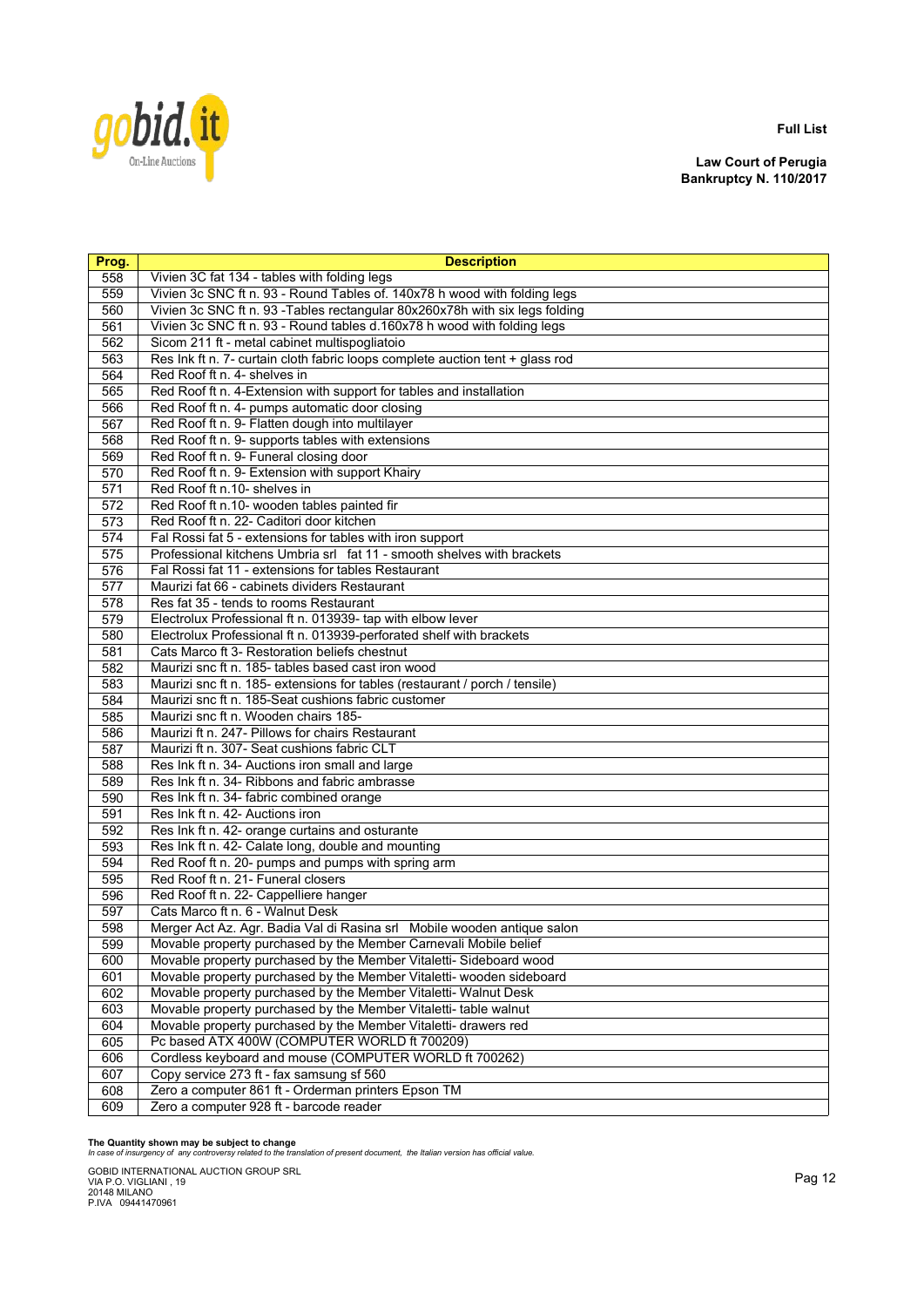**Full List**

**Law Court of Perugia**
**Bankruptcy N. 110/2017**

| Prog. | Description |
|---|---|
| 558 | Vivien 3C fat 134 - tables with folding legs |
| 559 | Vivien 3c SNC ft n. 93 - Round Tables of. 140x78 h wood with folding legs |
| 560 | Vivien 3c SNC ft n. 93 -Tables rectangular 80x260x78h with six legs folding |
| 561 | Vivien 3c SNC ft n. 93 - Round tables d.160x78 h wood with folding legs |
| 562 | Sicom 211 ft - metal cabinet multispogliatoio |
| 563 | Res Ink ft n. 7- curtain cloth fabric loops complete auction tent + glass rod |
| 564 | Red Roof ft n. 4- shelves in |
| 565 | Red Roof ft n. 4-Extension with support for tables and installation |
| 566 | Red Roof ft n. 4- pumps automatic door closing |
| 567 | Red Roof ft n. 9- Flatten dough into multilayer |
| 568 | Red Roof ft n. 9- supports tables with extensions |
| 569 | Red Roof ft n. 9- Funeral closing door |
| 570 | Red Roof ft n. 9- Extension with support Khairy |
| 571 | Red Roof ft n.10- shelves in |
| 572 | Red Roof ft n.10- wooden tables painted fir |
| 573 | Red Roof ft n. 22- Caditori door kitchen |
| 574 | Fal Rossi fat 5 - extensions for tables with iron support |
| 575 | Professional kitchens Umbria srl fat 11 - smooth shelves with brackets |
| 576 | Fal Rossi fat 11 - extensions for tables Restaurant |
| 577 | Maurizi fat 66 - cabinets dividers Restaurant |
| 578 | Res fat 35 - tends to rooms Restaurant |
| 579 | Electrolux Professional ft n. 013939- tap with elbow lever |
| 580 | Electrolux Professional ft n. 013939-perforated shelf with brackets |
| 581 | Cats Marco ft 3- Restoration beliefs chestnut |
| 582 | Maurizi snc ft n. 185- tables based cast iron wood |
| 583 | Maurizi snc ft n. 185- extensions for tables (restaurant / porch / tensile) |
| 584 | Maurizi snc ft n. 185-Seat cushions fabric customer |
| 585 | Maurizi snc ft n. Wooden chairs 185- |
| 586 | Maurizi ft n. 247- Pillows for chairs Restaurant |
| 587 | Maurizi ft n. 307- Seat cushions fabric CLT |
| 588 | Res Ink ft n. 34- Auctions iron small and large |
| 589 | Res Ink ft n. 34- Ribbons and fabric ambrasse |
| 590 | Res Ink ft n. 34- fabric combined orange |
| 591 | Res Ink ft n. 42- Auctions iron |
| 592 | Res Ink ft n. 42- orange curtains and osturante |
| 593 | Res Ink ft n. 42- Calate long, double and mounting |
| 594 | Red Roof ft n. 20- pumps and pumps with spring arm |
| 595 | Red Roof ft n. 21- Funeral closers |
| 596 | Red Roof ft n. 22- Cappelliere hanger |
| 597 | Cats Marco ft n. 6 - Walnut Desk |
| 598 | Merger Act Az. Agr. Badia Val di Rasina srl Mobile wooden antique salon |
| 599 | Movable property purchased by the Member Carnevali Mobile belief |
| 600 | Movable property purchased by the Member Vitaletti- Sideboard wood |
| 601 | Movable property purchased by the Member Vitaletti- wooden sideboard |
| 602 | Movable property purchased by the Member Vitaletti- Walnut Desk |
| 603 | Movable property purchased by the Member Vitaletti- table walnut |
| 604 | Movable property purchased by the Member Vitaletti- drawers red |
| 605 | Pc based ATX 400W (COMPUTER WORLD ft 700209) |
| 606 | Cordless keyboard and mouse (COMPUTER WORLD ft 700262) |
| 607 | Copy service 273 ft - fax samsung sf 560 |
| 608 | Zero a computer 861 ft - Orderman printers Epson TM |
| 609 | Zero a computer 928 ft - barcode reader |

**The Quantity shown may be subject to change**
*In case of insurgency of any controversy related to the translation of present document, the Italian version has official value.*

GOBID INTERNATIONAL AUCTION GROUP SRL
VIA P.O. VIGLIANI , 19
20148 MILANO
P.IVA 09441470961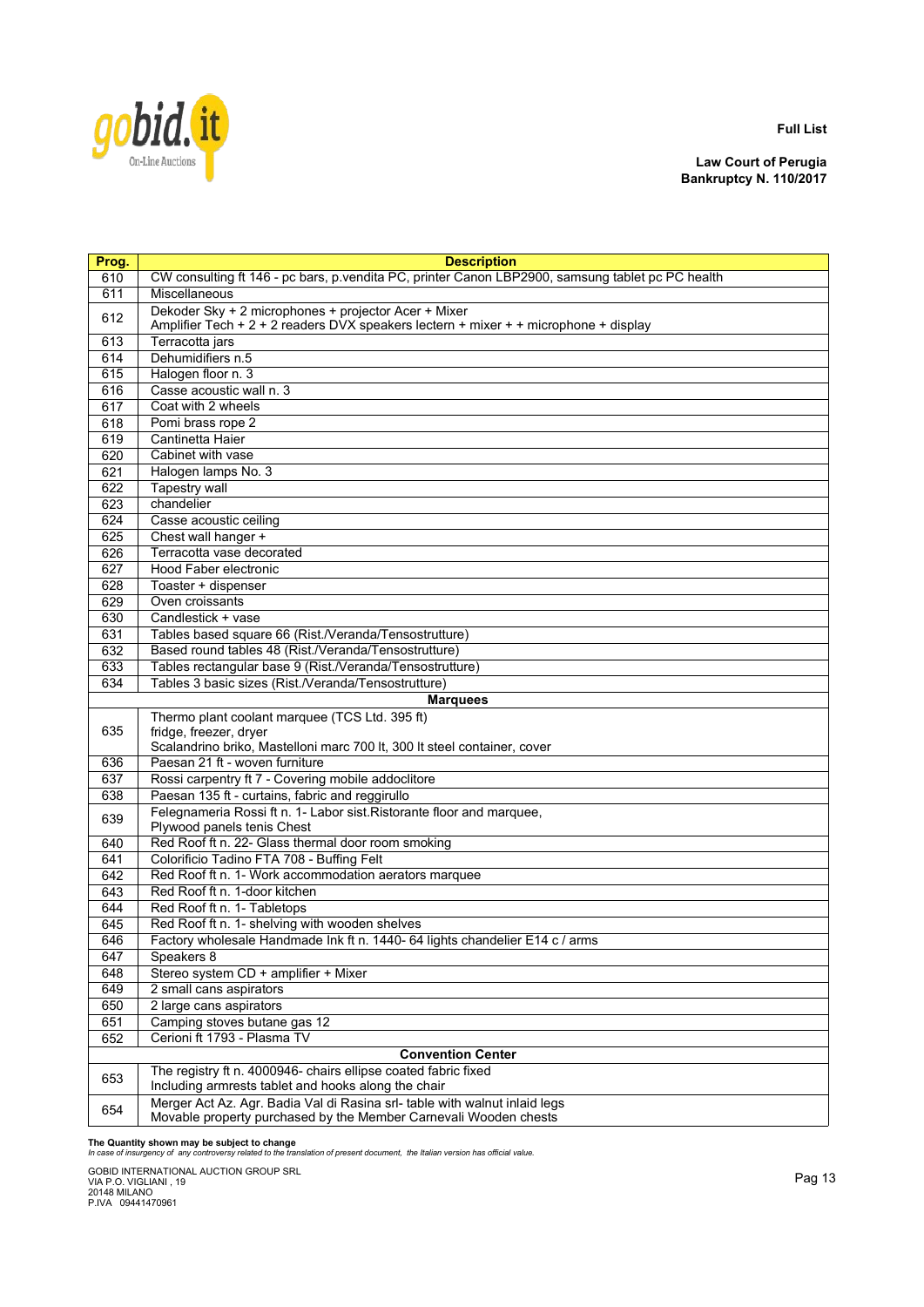**Full List**

**Law Court of Perugia**
**Bankruptcy N. 110/2017**

| Prog. | Description |
|---|---|
| 610 | CW consulting ft 146 - pc bars, p.vendita PC, printer Canon LBP2900, samsung tablet pc PC health |
| 611 | Miscellaneous |
| 612 | Dekoder Sky + 2 microphones + projector Acer + Mixer<br>Amplifier Tech + 2 + 2 readers DVX speakers lectern + mixer + + microphone + display |
| 613 | Terracotta jars |
| 614 | Dehumidifiers n.5 |
| 615 | Halogen floor n. 3 |
| 616 | Casse acoustic wall n. 3 |
| 617 | Coat with 2 wheels |
| 618 | Pomi brass rope 2 |
| 619 | Cantinetta Haier |
| 620 | Cabinet with vase |
| 621 | Halogen lamps No. 3 |
| 622 | Tapestry wall |
| 623 | chandelier |
| 624 | Casse acoustic ceiling |
| 625 | Chest wall hanger + |
| 626 | Terracotta vase decorated |
| 627 | Hood Faber electronic |
| 628 | Toaster + dispenser |
| 629 | Oven croissants |
| 630 | Candlestick + vase |
| 631 | Tables based square 66 (Rist./Veranda/Tensostrutture) |
| 632 | Based round tables 48 (Rist./Veranda/Tensostrutture) |
| 633 | Tables rectangular base 9 (Rist./Veranda/Tensostrutture) |
| 634 | Tables 3 basic sizes (Rist./Veranda/Tensostrutture) |
| | **Marquees** |
| 635 | Thermo plant coolant marquee (TCS Ltd. 395 ft)<br>fridge, freezer, dryer<br>Scalandrino briko, Mastelloni marc 700 lt, 300 lt steel container, cover |
| 636 | Paesan 21 ft - woven furniture |
| 637 | Rossi carpentry ft 7 - Covering mobile addoclitore |
| 638 | Paesan 135 ft - curtains, fabric and reggirullo |
| 639 | Felegnameria Rossi ft n. 1- Labor sist.Ristorante floor and marquee,<br>Plywood panels tenis Chest |
| 640 | Red Roof ft n. 22- Glass thermal door room smoking |
| 641 | Colorificio Tadino FTA 708 - Buffing Felt |
| 642 | Red Roof ft n. 1- Work accommodation aerators marquee |
| 643 | Red Roof ft n. 1-door kitchen |
| 644 | Red Roof ft n. 1- Tabletops |
| 645 | Red Roof ft n. 1- shelving with wooden shelves |
| 646 | Factory wholesale Handmade Ink ft n. 1440- 64 lights chandelier E14 c / arms |
| 647 | Speakers 8 |
| 648 | Stereo system CD + amplifier + Mixer |
| 649 | 2 small cans aspirators |
| 650 | 2 large cans aspirators |
| 651 | Camping stoves butane gas 12 |
| 652 | Cerioni ft 1793 - Plasma TV |
| | **Convention Center** |
| 653 | The registry ft n. 4000946- chairs ellipse coated fabric fixed<br>Including armrests tablet and hooks along the chair |
| 654 | Merger Act Az. Agr. Badia Val di Rasina srl- table with walnut inlaid legs<br>Movable property purchased by the Member Carnevali Wooden chests |

**The Quantity shown may be subject to change**
*In case of insurgency of any controversy related to the translation of present document, the Italian version has official value.*

GOBID INTERNATIONAL AUCTION GROUP SRL
VIA P.O. VIGLIANI , 19
20148 MILANO
P.IVA 09441470961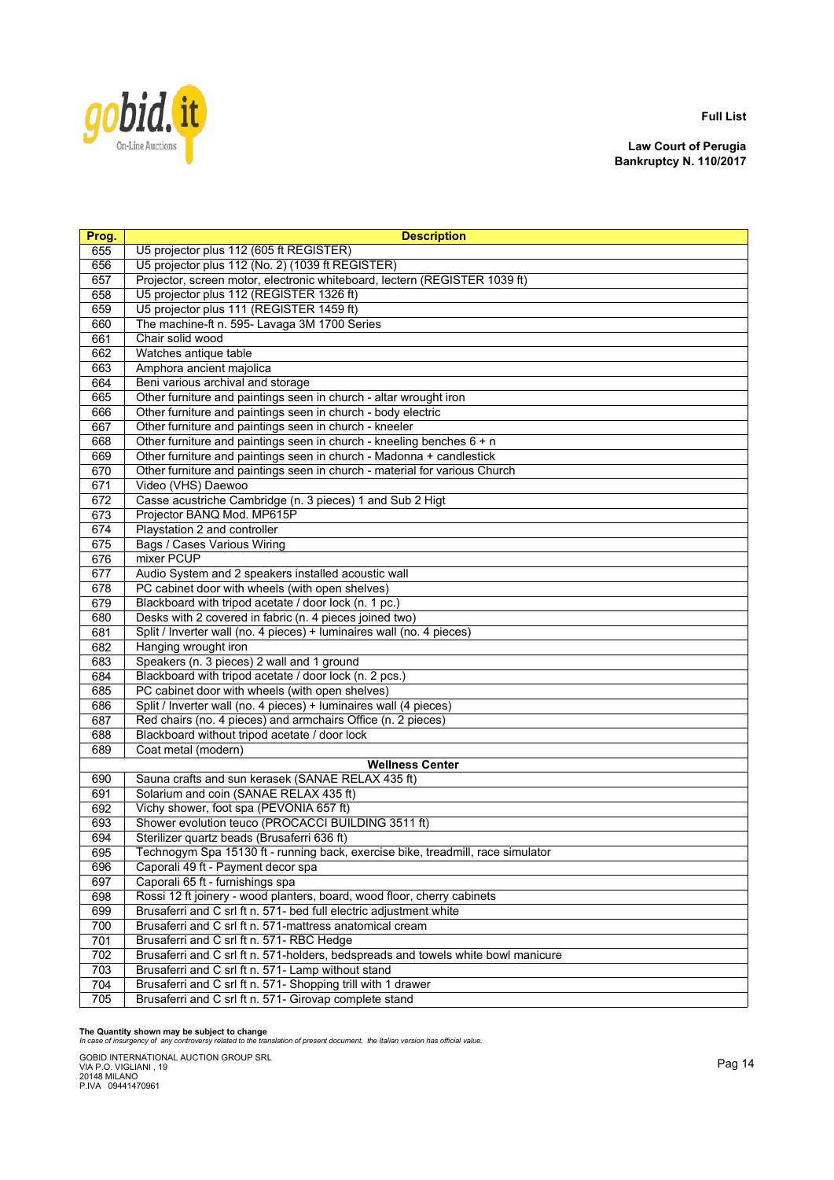**Full List**

**Law Court of Perugia**
**Bankruptcy N. 110/2017**

| Prog. | Description |
|---|---|
| 655 | U5 projector plus 112 (605 ft REGISTER) |
| 656 | U5 projector plus 112 (No. 2) (1039 ft REGISTER) |
| 657 | Projector, screen motor, electronic whiteboard, lectern (REGISTER 1039 ft) |
| 658 | U5 projector plus 112 (REGISTER 1326 ft) |
| 659 | U5 projector plus 111 (REGISTER 1459 ft) |
| 660 | The machine-ft n. 595- Lavaga 3M 1700 Series |
| 661 | Chair solid wood |
| 662 | Watches antique table |
| 663 | Amphora ancient majolica |
| 664 | Beni various archival and storage |
| 665 | Other furniture and paintings seen in church - altar wrought iron |
| 666 | Other furniture and paintings seen in church - body electric |
| 667 | Other furniture and paintings seen in church - kneeler |
| 668 | Other furniture and paintings seen in church - kneeling benches 6 + n |
| 669 | Other furniture and paintings seen in church - Madonna + candlestick |
| 670 | Other furniture and paintings seen in church - material for various Church |
| 671 | Video (VHS) Daewoo |
| 672 | Casse acustriche Cambridge (n. 3 pieces) 1 and Sub 2 Higt |
| 673 | Projector BANQ Mod. MP615P |
| 674 | Playstation 2 and controller |
| 675 | Bags / Cases Various Wiring |
| 676 | mixer PCUP |
| 677 | Audio System and 2 speakers installed acoustic wall |
| 678 | PC cabinet door with wheels (with open shelves) |
| 679 | Blackboard with tripod acetate / door lock (n. 1 pc.) |
| 680 | Desks with 2 covered in fabric (n. 4 pieces joined two) |
| 681 | Split / Inverter wall (no. 4 pieces) + luminaires wall (no. 4 pieces) |
| 682 | Hanging wrought iron |
| 683 | Speakers (n. 3 pieces) 2 wall and 1 ground |
| 684 | Blackboard with tripod acetate / door lock (n. 2 pcs.) |
| 685 | PC cabinet door with wheels (with open shelves) |
| 686 | Split / Inverter wall (no. 4 pieces) + luminaires wall (4 pieces) |
| 687 | Red chairs (no. 4 pieces) and armchairs Office (n. 2 pieces) |
| 688 | Blackboard without tripod acetate / door lock |
| 689 | Coat metal (modern) |
| | **Wellness Center** |
| 690 | Sauna crafts and sun kerasek (SANAE RELAX 435 ft) |
| 691 | Solarium and coin (SANAE RELAX 435 ft) |
| 692 | Vichy shower, foot spa (PEVONIA 657 ft) |
| 693 | Shower evolution teuco (PROCACCI BUILDING 3511 ft) |
| 694 | Sterilizer quartz beads (Brusaferri 636 ft) |
| 695 | Technogym Spa 15130 ft - running back, exercise bike, treadmill, race simulator |
| 696 | Caporali 49 ft - Payment decor spa |
| 697 | Caporali 65 ft - furnishings spa |
| 698 | Rossi 12 ft joinery - wood planters, board, wood floor, cherry cabinets |
| 699 | Brusaferri and C srl ft n. 571- bed full electric adjustment white |
| 700 | Brusaferri and C srl ft n. 571-mattress anatomical cream |
| 701 | Brusaferri and C srl ft n. 571- RBC Hedge |
| 702 | Brusaferri and C srl ft n. 571-holders, bedspreads and towels white bowl manicure |
| 703 | Brusaferri and C srl ft n. 571- Lamp without stand |
| 704 | Brusaferri and C srl ft n. 571- Shopping trill with 1 drawer |
| 705 | Brusaferri and C srl ft n. 571- Girovap complete stand |

**The Quantity shown may be subject to change**
*In case of insurgency of any controversy related to the translation of present document, the Italian version has official value.*

GOBID INTERNATIONAL AUCTION GROUP SRL
VIA P.O. VIGLIANI , 19
20148 MILANO
P.IVA 09441470961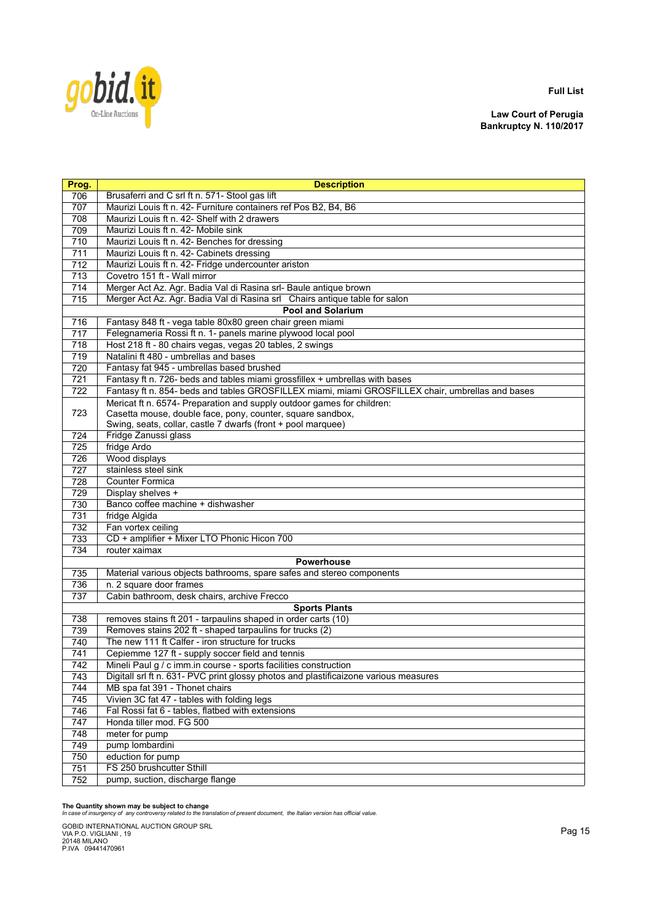**Full List**

**Law Court of Perugia**
**Bankruptcy N. 110/2017**

| Prog. | Description |
|---|---|
| 706 | Brusaferri and C srl ft n. 571- Stool gas lift |
| 707 | Maurizi Louis ft n. 42- Furniture containers ref Pos B2, B4, B6 |
| 708 | Maurizi Louis ft n. 42- Shelf with 2 drawers |
| 709 | Maurizi Louis ft n. 42- Mobile sink |
| 710 | Maurizi Louis ft n. 42- Benches for dressing |
| 711 | Maurizi Louis ft n. 42- Cabinets dressing |
| 712 | Maurizi Louis ft n. 42- Fridge undercounter ariston |
| 713 | Covetro 151 ft - Wall mirror |
| 714 | Merger Act Az. Agr. Badia Val di Rasina srl- Baule antique brown |
| 715 | Merger Act Az. Agr. Badia Val di Rasina srl Chairs antique table for salon |
| | **Pool and Solarium** |
| 716 | Fantasy 848 ft - vega table 80x80 green chair green miami |
| 717 | Felegnameria Rossi ft n. 1- panels marine plywood local pool |
| 718 | Host 218 ft - 80 chairs vegas, vegas 20 tables, 2 swings |
| 719 | Natalini ft 480 - umbrellas and bases |
| 720 | Fantasy fat 945 - umbrellas based brushed |
| 721 | Fantasy ft n. 726- beds and tables miami grossfillex + umbrellas with bases |
| 722 | Fantasy ft n. 854- beds and tables GROSFILLEX miami, miami GROSFILLEX chair, umbrellas and bases |
| 723 | Mericat ft n. 6574- Preparation and supply outdoor games for children: Casetta mouse, double face, pony, counter, square sandbox, Swing, seats, collar, castle 7 dwarfs (front + pool marquee) |
| 724 | Fridge Zanussi glass |
| 725 | fridge Ardo |
| 726 | Wood displays |
| 727 | stainless steel sink |
| 728 | Counter Formica |
| 729 | Display shelves + |
| 730 | Banco coffee machine + dishwasher |
| 731 | fridge Algida |
| 732 | Fan vortex ceiling |
| 733 | CD + amplifier + Mixer LTO Phonic Hicon 700 |
| 734 | router xaimax |
| | **Powerhouse** |
| 735 | Material various objects bathrooms, spare safes and stereo components |
| 736 | n. 2 square door frames |
| 737 | Cabin bathroom, desk chairs, archive Frecco |
| | **Sports Plants** |
| 738 | removes stains ft 201 - tarpaulins shaped in order carts (10) |
| 739 | Removes stains 202 ft - shaped tarpaulins for trucks (2) |
| 740 | The new 111 ft Calfer - iron structure for trucks |
| 741 | Cepiemme 127 ft - supply soccer field and tennis |
| 742 | Mineli Paul g / c imm.in course - sports facilities construction |
| 743 | Digitall srl ft n. 631- PVC print glossy photos and plastificaizone various measures |
| 744 | MB spa fat 391 - Thonet chairs |
| 745 | Vivien 3C fat 47 - tables with folding legs |
| 746 | Fal Rossi fat 6 - tables, flatbed with extensions |
| 747 | Honda tiller mod. FG 500 |
| 748 | meter for pump |
| 749 | pump lombardini |
| 750 | eduction for pump |
| 751 | FS 250 brushcutter Sthill |
| 752 | pump, suction, discharge flange |

**The Quantity shown may be subject to change**
*In case of insurgency of any controversy related to the translation of present document, the Italian version has official value.*

GOBID INTERNATIONAL AUCTION GROUP SRL
VIA P.O. VIGLIANI , 19
20148 MILANO
P.IVA 09441470961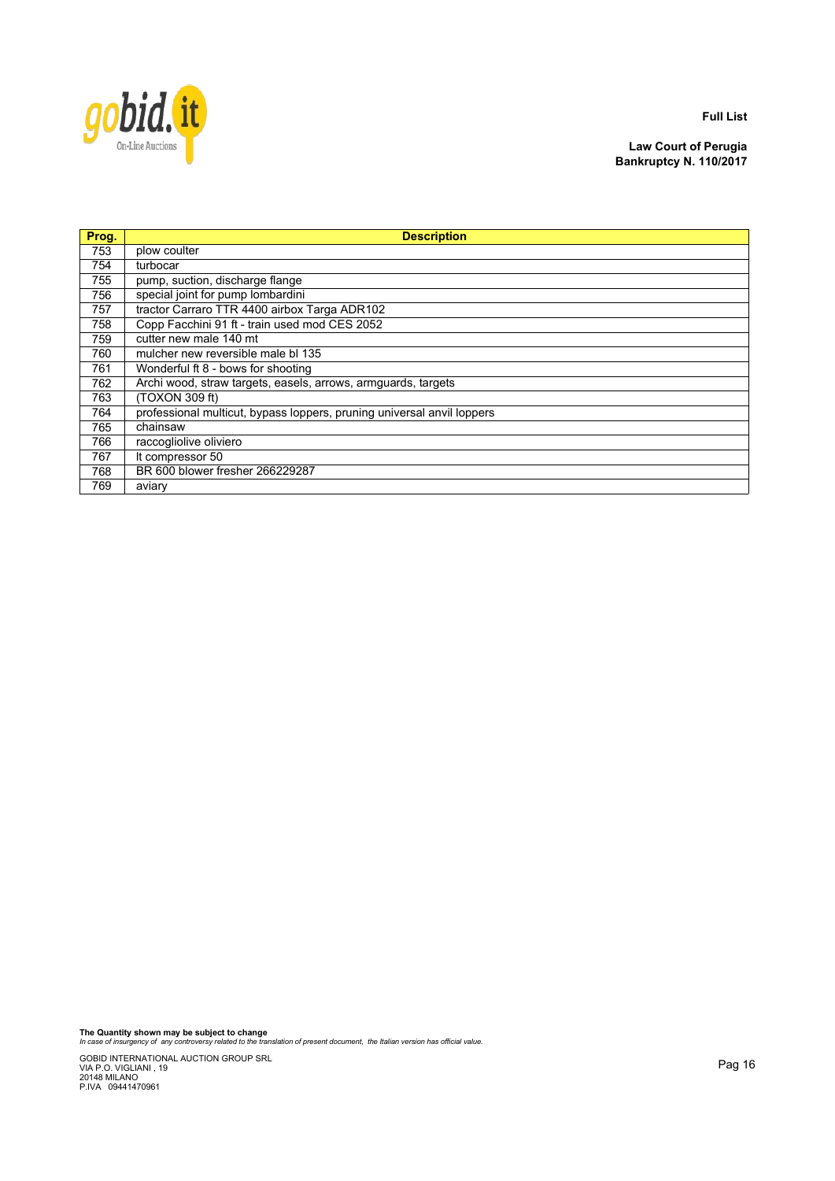**Full List**

**Law Court of Perugia**
**Bankruptcy N. 110/2017**

| Prog. | Description |
|---|---|
| 753 | plow coulter |
| 754 | turbocar |
| 755 | pump, suction, discharge flange |
| 756 | special joint for pump lombardini |
| 757 | tractor Carraro TTR 4400 airbox Targa ADR102 |
| 758 | Copp Facchini 91 ft - train used mod CES 2052 |
| 759 | cutter new male 140 mt |
| 760 | mulcher new reversible male bl 135 |
| 761 | Wonderful ft 8 - bows for shooting |
| 762 | Archi wood, straw targets, easels, arrows, armguards, targets |
| 763 | (TOXON 309 ft) |
| 764 | professional multicut, bypass loppers, pruning universal anvil loppers |
| 765 | chainsaw |
| 766 | raccogliolive oliviero |
| 767 | lt compressor 50 |
| 768 | BR 600 blower fresher 266229287 |
| 769 | aviary |

**The Quantity shown may be subject to change**
*In case of insurgency of any controversy related to the translation of present document, the Italian version has official value.*

GOBID INTERNATIONAL AUCTION GROUP SRL
VIA P.O. VIGLIANI , 19
20148 MILANO
P.IVA 09441470961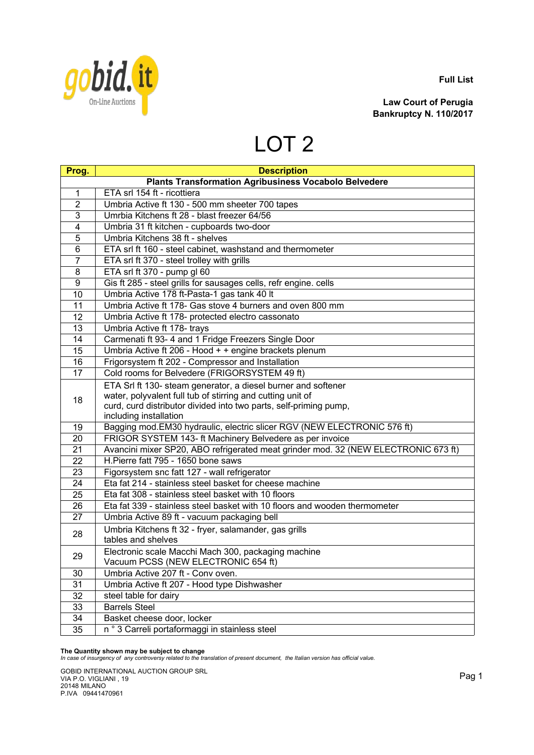Full List

**Law Court of Perugia**
**Bankruptcy N. 110/2017**

# LOT 2

| Prog. | Description |
|---|---|
| | **Plants Transformation Agribusiness Vocabolo Belvedere** |
| 1 | ETA srl 154 ft - ricottiera |
| 2 | Umbria Active ft 130 - 500 mm sheeter 700 tapes |
| 3 | Umrbia Kitchens ft 28 - blast freezer 64/56 |
| 4 | Umbria 31 ft kitchen - cupboards two-door |
| 5 | Umbria Kitchens 38 ft - shelves |
| 6 | ETA srl ft 160 - steel cabinet, washstand and thermometer |
| 7 | ETA srl ft 370 - steel trolley with grills |
| 8 | ETA srl ft 370 - pump gl 60 |
| 9 | Gis ft 285 - steel grills for sausages cells, refr engine. cells |
| 10 | Umbria Active 178 ft-Pasta-1 gas tank 40 lt |
| 11 | Umbria Active ft 178- Gas stove 4 burners and oven 800 mm |
| 12 | Umbria Active ft 178- protected electro cassonato |
| 13 | Umbria Active ft 178- trays |
| 14 | Carmenati ft 93- 4 and 1 Fridge Freezers Single Door |
| 15 | Umbria Active ft 206 - Hood + + engine brackets plenum |
| 16 | Frigorsystem ft 202 - Compressor and Installation |
| 17 | Cold rooms for Belvedere (FRIGORSYSTEM 49 ft) |
| 18 | ETA Srl ft 130- steam generator, a diesel burner and softener water, polyvalent full tub of stirring and cutting unit of curd, curd distributor divided into two parts, self-priming pump, including installation |
| 19 | Bagging mod.EM30 hydraulic, electric slicer RGV (NEW ELECTRONIC 576 ft) |
| 20 | FRIGOR SYSTEM 143- ft Machinery Belvedere as per invoice |
| 21 | Avancini mixer SP20, ABO refrigerated meat grinder mod. 32 (NEW ELECTRONIC 673 ft) |
| 22 | H.Pierre fatt 795 - 1650 bone saws |
| 23 | Figorsystem snc fatt 127 - wall refrigerator |
| 24 | Eta fat 214 - stainless steel basket for cheese machine |
| 25 | Eta fat 308 - stainless steel basket with 10 floors |
| 26 | Eta fat 339 - stainless steel basket with 10 floors and wooden thermometer |
| 27 | Umbria Active 89 ft - vacuum packaging bell |
| 28 | Umbria Kitchens ft 32 - fryer, salamander, gas grills tables and shelves |
| 29 | Electronic scale Macchi Mach 300, packaging machine Vacuum PCSS (NEW ELECTRONIC 654 ft) |
| 30 | Umbria Active 207 ft - Conv oven. |
| 31 | Umbria Active ft 207 - Hood type Dishwasher |
| 32 | steel table for dairy |
| 33 | Barrels Steel |
| 34 | Basket cheese door, locker |
| 35 | n ° 3 Carreli portaformaggi in stainless steel |

**The Quantity shown may be subject to change**
*In case of insurgency of any controversy related to the translation of present document, the Italian version has official value.*

GOBID INTERNATIONAL AUCTION GROUP SRL
VIA P.O. VIGLIANI , 19
20148 MILANO
P.IVA 09441470961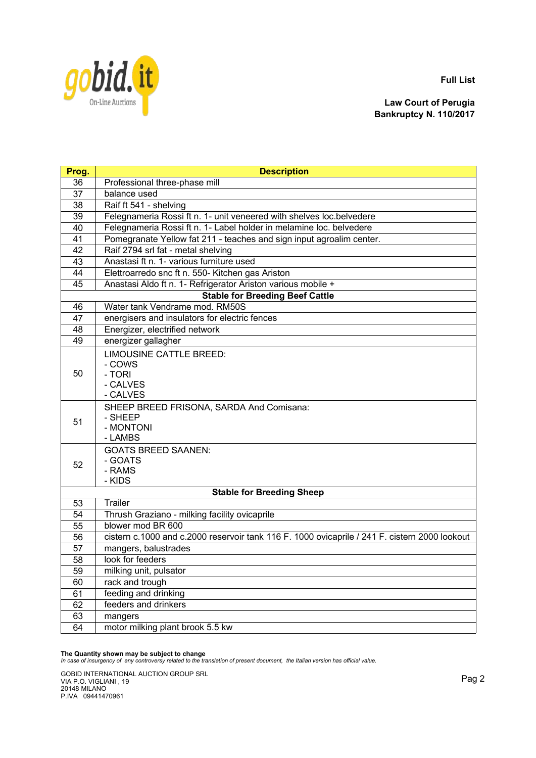Full List

**Law Court of Perugia**
**Bankruptcy N. 110/2017**

| Prog. | Description |
|---|---|
| 36 | Professional three-phase mill |
| 37 | balance used |
| 38 | Raif ft 541 - shelving |
| 39 | Felegnameria Rossi ft n. 1- unit veneered with shelves loc.belvedere |
| 40 | Felegnameria Rossi ft n. 1- Label holder in melamine loc. belvedere |
| 41 | Pomegranate Yellow fat 211 - teaches and sign input agroalim center. |
| 42 | Raif 2794 srl fat - metal shelving |
| 43 | Anastasi ft n. 1- various furniture used |
| 44 | Elettroarredo snc ft n. 550- Kitchen gas Ariston |
| 45 | Anastasi Aldo ft n. 1- Refrigerator Ariston various mobile + |
| **Stable for Breeding Beef Cattle** | |
| 46 | Water tank Vendrame mod. RM50S |
| 47 | energisers and insulators for electric fences |
| 48 | Energizer, electrified network |
| 49 | energizer gallagher |
| 50 | LIMOUSINE CATTLE BREED:<br>- COWS<br>- TORI<br>- CALVES<br>- CALVES |
| 51 | SHEEP BREED FRISONA, SARDA And Comisana:<br>- SHEEP<br>- MONTONI<br>- LAMBS |
| 52 | GOATS BREED SAANEN:<br>- GOATS<br>- RAMS<br>- KIDS |
| **Stable for Breeding Sheep** | |
| 53 | Trailer |
| 54 | Thrush Graziano - milking facility ovicaprile |
| 55 | blower mod BR 600 |
| 56 | cistern c.1000 and c.2000 reservoir tank 116 F. 1000 ovicaprile / 241 F. cistern 2000 lookout |
| 57 | mangers, balustrades |
| 58 | look for feeders |
| 59 | milking unit, pulsator |
| 60 | rack and trough |
| 61 | feeding and drinking |
| 62 | feeders and drinkers |
| 63 | mangers |
| 64 | motor milking plant brook 5.5 kw |

**The Quantity shown may be subject to change**
*In case of insurgency of any controversy related to the translation of present document, the Italian version has official value.*

GOBID INTERNATIONAL AUCTION GROUP SRL
VIA P.O. VIGLIANI , 19
20148 MILANO
P.IVA 09441470961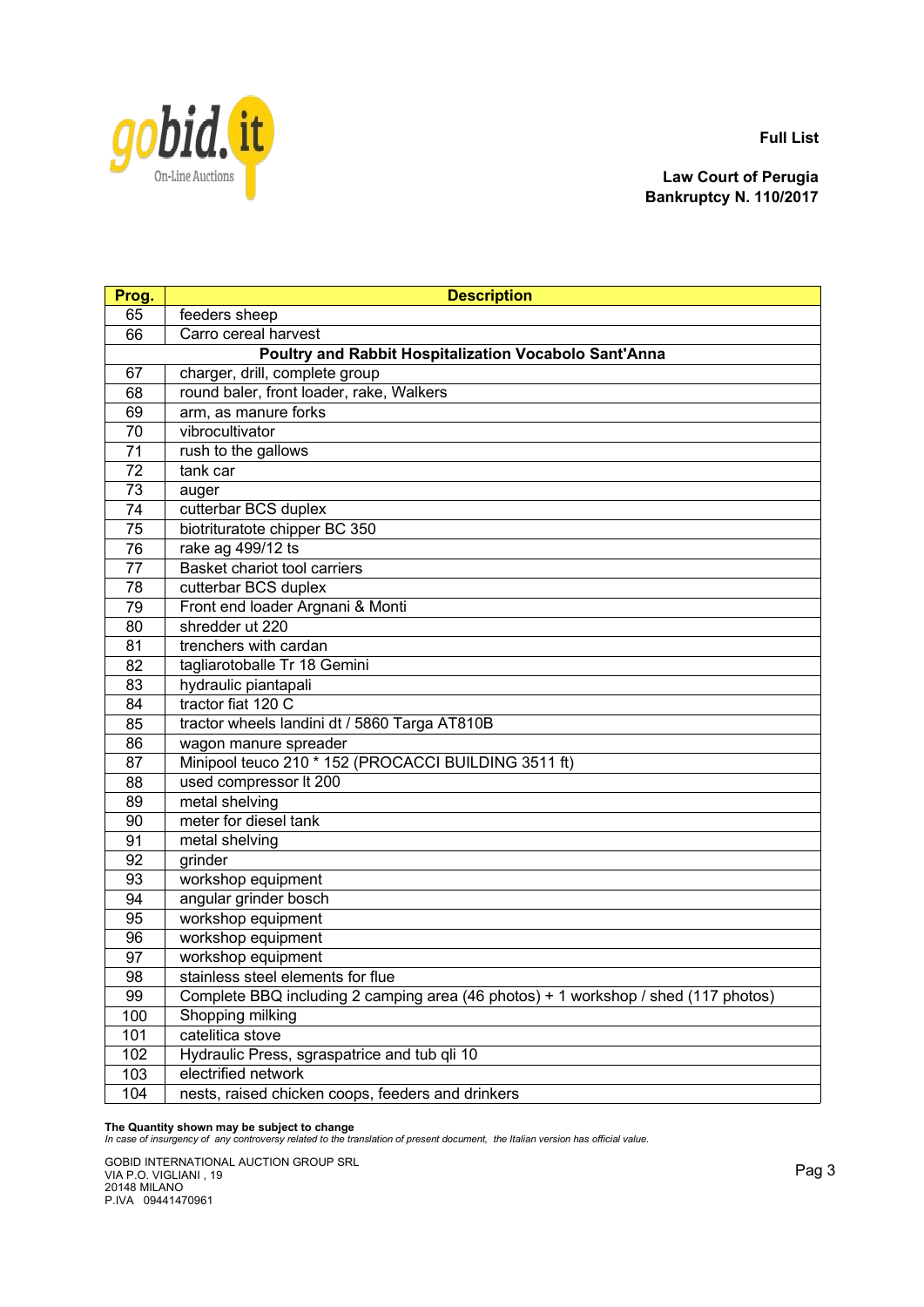Full List

**Law Court of Perugia**
**Bankruptcy N. 110/2017**

| Prog. | Description |
|---|---|
| 65 | feeders sheep |
| 66 | Carro cereal harvest |
| | **Poultry and Rabbit Hospitalization Vocabolo Sant'Anna** |
| 67 | charger, drill, complete group |
| 68 | round baler, front loader, rake, Walkers |
| 69 | arm, as manure forks |
| 70 | vibrocultivator |
| 71 | rush to the gallows |
| 72 | tank car |
| 73 | auger |
| 74 | cutterbar BCS duplex |
| 75 | biotrituratote chipper BC 350 |
| 76 | rake ag 499/12 ts |
| 77 | Basket chariot tool carriers |
| 78 | cutterbar BCS duplex |
| 79 | Front end loader Argnani & Monti |
| 80 | shredder ut 220 |
| 81 | trenchers with cardan |
| 82 | tagliarotoballe Tr 18 Gemini |
| 83 | hydraulic piantapali |
| 84 | tractor fiat 120 C |
| 85 | tractor wheels landini dt / 5860 Targa AT810B |
| 86 | wagon manure spreader |
| 87 | Minipool teuco 210 * 152 (PROCACCI BUILDING 3511 ft) |
| 88 | used compressor lt 200 |
| 89 | metal shelving |
| 90 | meter for diesel tank |
| 91 | metal shelving |
| 92 | grinder |
| 93 | workshop equipment |
| 94 | angular grinder bosch |
| 95 | workshop equipment |
| 96 | workshop equipment |
| 97 | workshop equipment |
| 98 | stainless steel elements for flue |
| 99 | Complete BBQ including 2 camping area (46 photos) + 1 workshop / shed (117 photos) |
| 100 | Shopping milking |
| 101 | catelitica stove |
| 102 | Hydraulic Press, sgraspatrice and tub qli 10 |
| 103 | electrified network |
| 104 | nests, raised chicken coops, feeders and drinkers |

**The Quantity shown may be subject to change**
*In case of insurgency of any controversy related to the translation of present document, the Italian version has official value.*

GOBID INTERNATIONAL AUCTION GROUP SRL
VIA P.O. VIGLIANI , 19
20148 MILANO
P.IVA 09441470961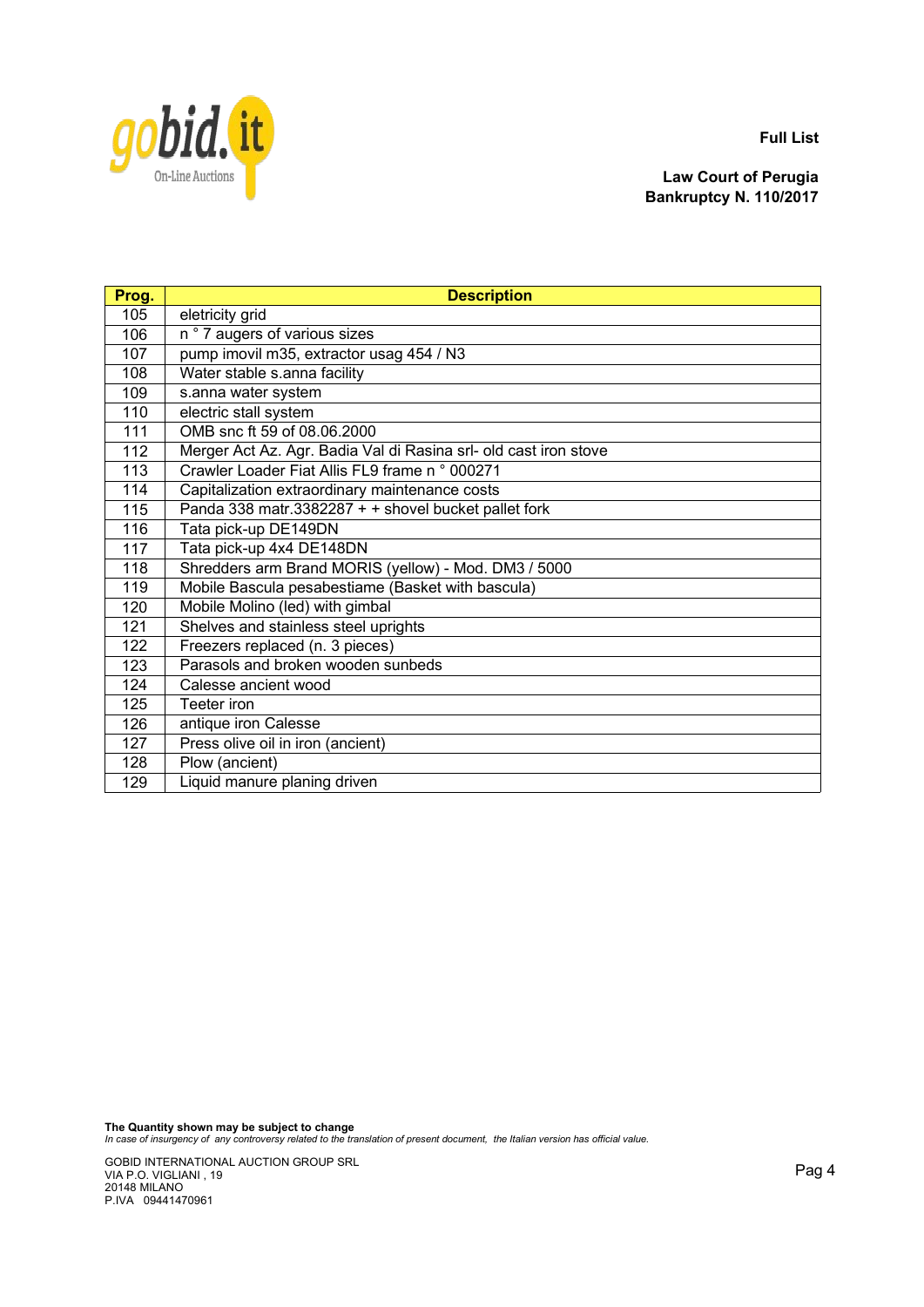**Full List**

**Law Court of Perugia**
**Bankruptcy N. 110/2017**

| Prog. | Description |
|---|---|
| 105 | eletricity grid |
| 106 | n ° 7 augers of various sizes |
| 107 | pump imovil m35, extractor usag 454 / N3 |
| 108 | Water stable s.anna facility |
| 109 | s.anna water system |
| 110 | electric stall system |
| 111 | OMB snc ft 59 of 08.06.2000 |
| 112 | Merger Act Az. Agr. Badia Val di Rasina srl- old cast iron stove |
| 113 | Crawler Loader Fiat Allis FL9 frame n ° 000271 |
| 114 | Capitalization extraordinary maintenance costs |
| 115 | Panda 338 matr.3382287 + + shovel bucket pallet fork |
| 116 | Tata pick-up DE149DN |
| 117 | Tata pick-up 4x4 DE148DN |
| 118 | Shredders arm Brand MORIS (yellow) - Mod. DM3 / 5000 |
| 119 | Mobile Bascula pesabestiame (Basket with bascula) |
| 120 | Mobile Molino (led) with gimbal |
| 121 | Shelves and stainless steel uprights |
| 122 | Freezers replaced (n. 3 pieces) |
| 123 | Parasols and broken wooden sunbeds |
| 124 | Calesse ancient wood |
| 125 | Teeter iron |
| 126 | antique iron Calesse |
| 127 | Press olive oil in iron (ancient) |
| 128 | Plow (ancient) |
| 129 | Liquid manure planing driven |

**The Quantity shown may be subject to change**
*In case of insurgency of any controversy related to the translation of present document, the Italian version has official value.*

GOBID INTERNATIONAL AUCTION GROUP SRL
VIA P.O. VIGLIANI , 19
20148 MILANO
P.IVA 09441470961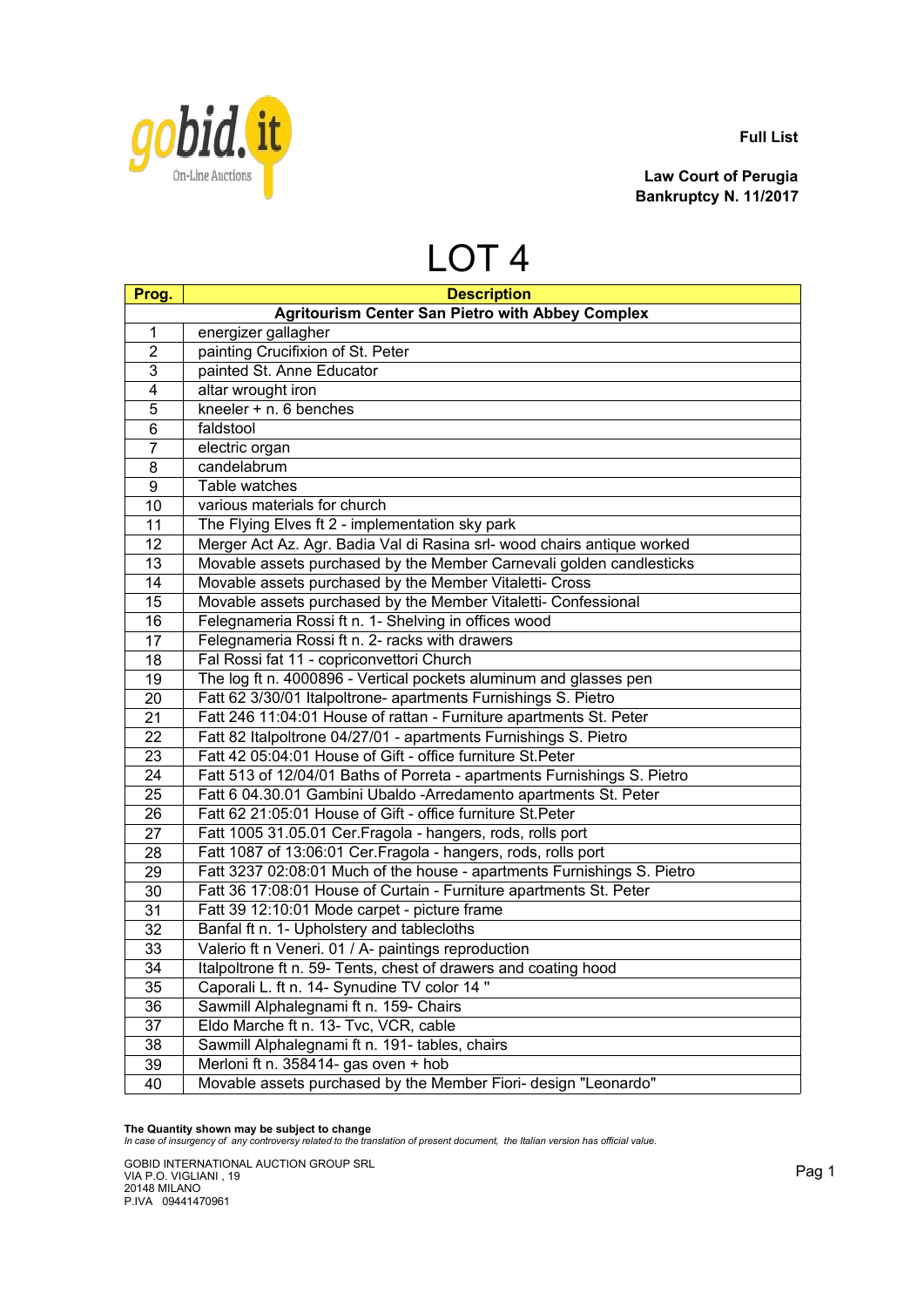Full List

**Law Court of Perugia**
**Bankruptcy N. 11/2017**

# LOT 4

| Prog. | Description |
|---|---|
| | **Agritourism Center San Pietro with Abbey Complex** |
| 1 | energizer gallagher |
| 2 | painting Crucifixion of St. Peter |
| 3 | painted St. Anne Educator |
| 4 | altar wrought iron |
| 5 | kneeler + n. 6 benches |
| 6 | faldstool |
| 7 | electric organ |
| 8 | candelabrum |
| 9 | Table watches |
| 10 | various materials for church |
| 11 | The Flying Elves ft 2 - implementation sky park |
| 12 | Merger Act Az. Agr. Badia Val di Rasina srl- wood chairs antique worked |
| 13 | Movable assets purchased by the Member Carnevali golden candlesticks |
| 14 | Movable assets purchased by the Member Vitaletti- Cross |
| 15 | Movable assets purchased by the Member Vitaletti- Confessional |
| 16 | Felegnameria Rossi ft n. 1- Shelving in offices wood |
| 17 | Felegnameria Rossi ft n. 2- racks with drawers |
| 18 | Fal Rossi fat 11 - copriconvettori Church |
| 19 | The log ft n. 4000896 - Vertical pockets aluminum and glasses pen |
| 20 | Fatt 62 3/30/01 Italpoltrone- apartments Furnishings S. Pietro |
| 21 | Fatt 246 11:04:01 House of rattan - Furniture apartments St. Peter |
| 22 | Fatt 82 Italpoltrone 04/27/01 - apartments Furnishings S. Pietro |
| 23 | Fatt 42 05:04:01 House of Gift - office furniture St.Peter |
| 24 | Fatt 513 of 12/04/01 Baths of Porreta - apartments Furnishings S. Pietro |
| 25 | Fatt 6 04.30.01 Gambini Ubaldo -Arredamento apartments St. Peter |
| 26 | Fatt 62 21:05:01 House of Gift - office furniture St.Peter |
| 27 | Fatt 1005 31.05.01 Cer.Fragola - hangers, rods, rolls port |
| 28 | Fatt 1087 of 13:06:01 Cer.Fragola - hangers, rods, rolls port |
| 29 | Fatt 3237 02:08:01 Much of the house - apartments Furnishings S. Pietro |
| 30 | Fatt 36 17:08:01 House of Curtain - Furniture apartments St. Peter |
| 31 | Fatt 39 12:10:01 Mode carpet - picture frame |
| 32 | Banfal ft n. 1- Upholstery and tablecloths |
| 33 | Valerio ft n Veneri. 01 / A- paintings reproduction |
| 34 | Italpoltrone ft n. 59- Tents, chest of drawers and coating hood |
| 35 | Caporali L. ft n. 14- Synudine TV color 14 " |
| 36 | Sawmill Alphalegnami ft n. 159- Chairs |
| 37 | Eldo Marche ft n. 13- Tvc, VCR, cable |
| 38 | Sawmill Alphalegnami ft n. 191- tables, chairs |
| 39 | Merloni ft n. 358414- gas oven + hob |
| 40 | Movable assets purchased by the Member Fiori- design "Leonardo" |

**The Quantity shown may be subject to change**
*In case of insurgency of any controversy related to the translation of present document, the Italian version has official value.*

GOBID INTERNATIONAL AUCTION GROUP SRL
VIA P.O. VIGLIANI , 19
20148 MILANO
P.IVA 09441470961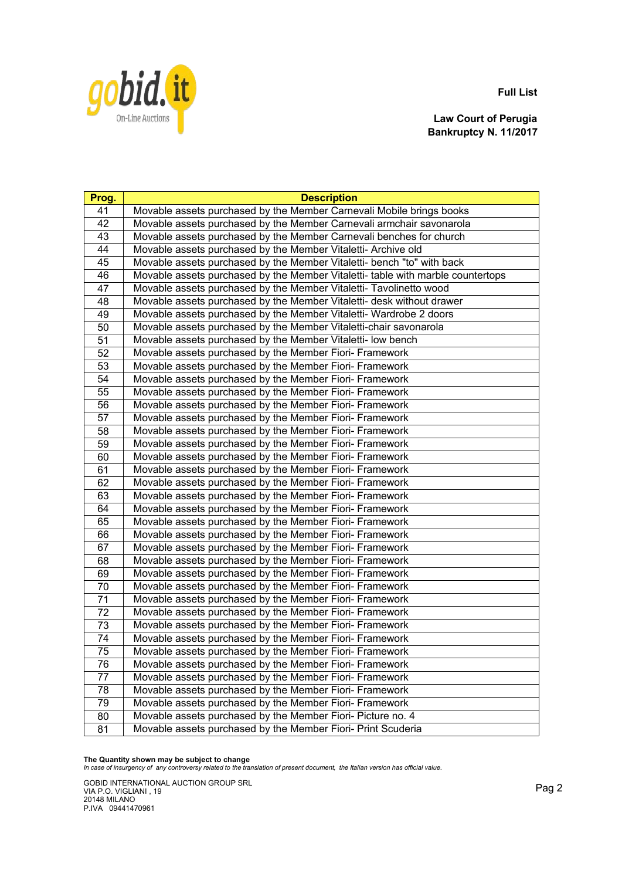**Full List**

**Law Court of Perugia**
**Bankruptcy N. 11/2017**

| Prog. | Description |
|---|---|
| 41 | Movable assets purchased by the Member Carnevali Mobile brings books |
| 42 | Movable assets purchased by the Member Carnevali armchair savonarola |
| 43 | Movable assets purchased by the Member Carnevali benches for church |
| 44 | Movable assets purchased by the Member Vitaletti- Archive old |
| 45 | Movable assets purchased by the Member Vitaletti- bench "to" with back |
| 46 | Movable assets purchased by the Member Vitaletti- table with marble countertops |
| 47 | Movable assets purchased by the Member Vitaletti- Tavolinetto wood |
| 48 | Movable assets purchased by the Member Vitaletti- desk without drawer |
| 49 | Movable assets purchased by the Member Vitaletti- Wardrobe 2 doors |
| 50 | Movable assets purchased by the Member Vitaletti-chair savonarola |
| 51 | Movable assets purchased by the Member Vitaletti- low bench |
| 52 | Movable assets purchased by the Member Fiori- Framework |
| 53 | Movable assets purchased by the Member Fiori- Framework |
| 54 | Movable assets purchased by the Member Fiori- Framework |
| 55 | Movable assets purchased by the Member Fiori- Framework |
| 56 | Movable assets purchased by the Member Fiori- Framework |
| 57 | Movable assets purchased by the Member Fiori- Framework |
| 58 | Movable assets purchased by the Member Fiori- Framework |
| 59 | Movable assets purchased by the Member Fiori- Framework |
| 60 | Movable assets purchased by the Member Fiori- Framework |
| 61 | Movable assets purchased by the Member Fiori- Framework |
| 62 | Movable assets purchased by the Member Fiori- Framework |
| 63 | Movable assets purchased by the Member Fiori- Framework |
| 64 | Movable assets purchased by the Member Fiori- Framework |
| 65 | Movable assets purchased by the Member Fiori- Framework |
| 66 | Movable assets purchased by the Member Fiori- Framework |
| 67 | Movable assets purchased by the Member Fiori- Framework |
| 68 | Movable assets purchased by the Member Fiori- Framework |
| 69 | Movable assets purchased by the Member Fiori- Framework |
| 70 | Movable assets purchased by the Member Fiori- Framework |
| 71 | Movable assets purchased by the Member Fiori- Framework |
| 72 | Movable assets purchased by the Member Fiori- Framework |
| 73 | Movable assets purchased by the Member Fiori- Framework |
| 74 | Movable assets purchased by the Member Fiori- Framework |
| 75 | Movable assets purchased by the Member Fiori- Framework |
| 76 | Movable assets purchased by the Member Fiori- Framework |
| 77 | Movable assets purchased by the Member Fiori- Framework |
| 78 | Movable assets purchased by the Member Fiori- Framework |
| 79 | Movable assets purchased by the Member Fiori- Framework |
| 80 | Movable assets purchased by the Member Fiori- Picture no. 4 |
| 81 | Movable assets purchased by the Member Fiori- Print Scuderia |

**The Quantity shown may be subject to change**
*In case of insurgency of any controversy related to the translation of present document, the Italian version has official value.*

GOBID INTERNATIONAL AUCTION GROUP SRL
VIA P.O. VIGLIANI , 19
20148 MILANO
P.IVA 09441470961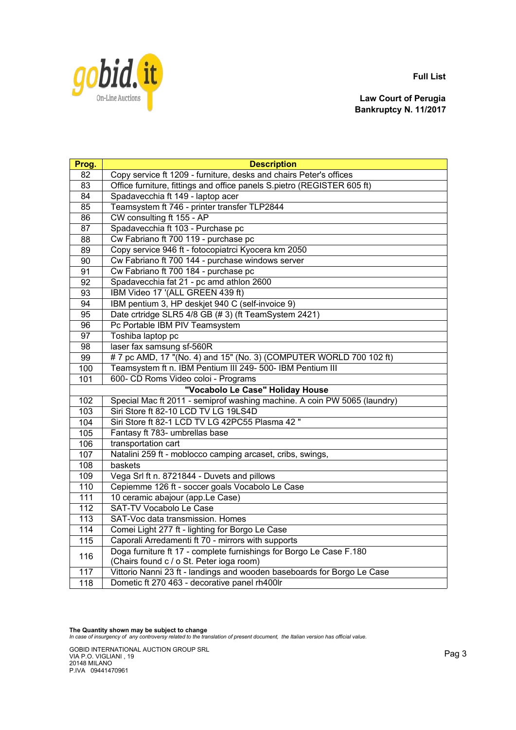**Full List**

**Law Court of Perugia**
**Bankruptcy N. 11/2017**

| Prog. | Description |
|---|---|
| 82 | Copy service ft 1209 - furniture, desks and chairs Peter's offices |
| 83 | Office furniture, fittings and office panels S.pietro (REGISTER 605 ft) |
| 84 | Spadavecchia ft 149 - laptop acer |
| 85 | Teamsystem ft 746 - printer transfer TLP2844 |
| 86 | CW consulting ft 155 - AP |
| 87 | Spadavecchia ft 103 - Purchase pc |
| 88 | Cw Fabriano ft 700 119 - purchase pc |
| 89 | Copy service 946 ft - fotocopiatrci Kyocera km 2050 |
| 90 | Cw Fabriano ft 700 144 - purchase windows server |
| 91 | Cw Fabriano ft 700 184 - purchase pc |
| 92 | Spadavecchia fat 21 - pc amd athlon 2600 |
| 93 | IBM Video 17 '(ALL GREEN 439 ft) |
| 94 | IBM pentium 3, HP deskjet 940 C (self-invoice 9) |
| 95 | Date crtridge SLR5 4/8 GB (# 3) (ft TeamSystem 2421) |
| 96 | Pc Portable IBM PIV Teamsystem |
| 97 | Toshiba laptop pc |
| 98 | laser fax samsung sf-560R |
| 99 | # 7 pc AMD, 17 "(No. 4) and 15" (No. 3) (COMPUTER WORLD 700 102 ft) |
| 100 | Teamsystem ft n. IBM Pentium III 249- 500- IBM Pentium III |
| 101 | 600- CD Roms Video coloi - Programs |
| | **"Vocabolo Le Case" Holiday House** |
| 102 | Special Mac ft 2011 - semiprof washing machine. A coin PW 5065 (laundry) |
| 103 | Siri Store ft 82-10 LCD TV LG 19LS4D |
| 104 | Siri Store ft 82-1 LCD TV LG 42PC55 Plasma 42 " |
| 105 | Fantasy ft 783- umbrellas base |
| 106 | transportation cart |
| 107 | Natalini 259 ft - moblocco camping arcaset, cribs, swings, |
| 108 | baskets |
| 109 | Vega Srl ft n. 8721844 - Duvets and pillows |
| 110 | Cepiemme 126 ft - soccer goals Vocabolo Le Case |
| 111 | 10 ceramic abajour (app.Le Case) |
| 112 | SAT-TV Vocabolo Le Case |
| 113 | SAT-Voc data transmission. Homes |
| 114 | Comei Light 277 ft - lighting for Borgo Le Case |
| 115 | Caporali Arredamenti ft 70 - mirrors with supports |
| 116 | Doga furniture ft 17 - complete furnishings for Borgo Le Case F.180 (Chairs found c / o St. Peter ioga room) |
| 117 | Vittorio Nanni 23 ft - landings and wooden baseboards for Borgo Le Case |
| 118 | Dometic ft 270 463 - decorative panel rh400lr |

**The Quantity shown may be subject to change**
*In case of insurgency of any controversy related to the translation of present document, the Italian version has official value.*

GOBID INTERNATIONAL AUCTION GROUP SRL
VIA P.O. VIGLIANI , 19
20148 MILANO
P.IVA 09441470961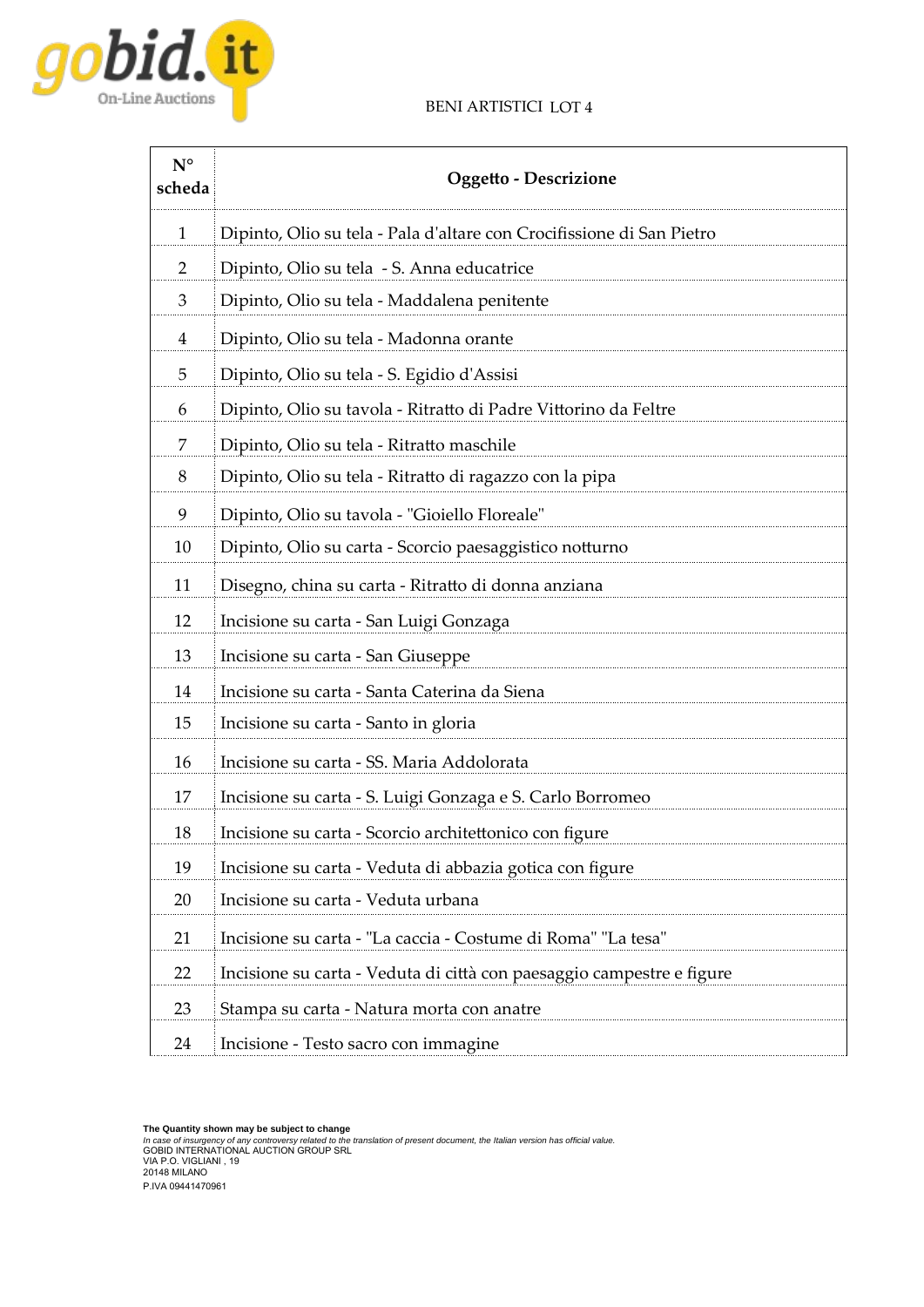BENI ARTISTICI LOT 4

| N° scheda | Oggetto - Descrizione |
|---|---|
| 1 | Dipinto, Olio su tela - Pala d'altare con Crocifissione di San Pietro |
| 2 | Dipinto, Olio su tela - S. Anna educatrice |
| 3 | Dipinto, Olio su tela - Maddalena penitente |
| 4 | Dipinto, Olio su tela - Madonna orante |
| 5 | Dipinto, Olio su tela - S. Egidio d'Assisi |
| 6 | Dipinto, Olio su tavola - Ritratto di Padre Vittorino da Feltre |
| 7 | Dipinto, Olio su tela - Ritratto maschile |
| 8 | Dipinto, Olio su tela - Ritratto di ragazzo con la pipa |
| 9 | Dipinto, Olio su tavola - "Gioiello Floreale" |
| 10 | Dipinto, Olio su carta - Scorcio paesaggistico notturno |
| 11 | Disegno, china su carta - Ritratto di donna anziana |
| 12 | Incisione su carta - San Luigi Gonzaga |
| 13 | Incisione su carta - San Giuseppe |
| 14 | Incisione su carta - Santa Caterina da Siena |
| 15 | Incisione su carta - Santo in gloria |
| 16 | Incisione su carta - SS. Maria Addolorata |
| 17 | Incisione su carta - S. Luigi Gonzaga e S. Carlo Borromeo |
| 18 | Incisione su carta - Scorcio architettonico con figure |
| 19 | Incisione su carta - Veduta di abbazia gotica con figure |
| 20 | Incisione su carta - Veduta urbana |
| 21 | Incisione su carta - "La caccia - Costume di Roma" "La tesa" |
| 22 | Incisione su carta - Veduta di città con paesaggio campestre e figure |
| 23 | Stampa su carta - Natura morta con anatre |
| 24 | Incisione - Testo sacro con immagine |

**The Quantity shown may be subject to change**
*In case of insurgency of any controversy related to the translation of present document, the Italian version has official value.*
GOBID INTERNATIONAL AUCTION GROUP SRL
VIA P.O. VIGLIANI , 19
20148 MILANO
P.IVA 09441470961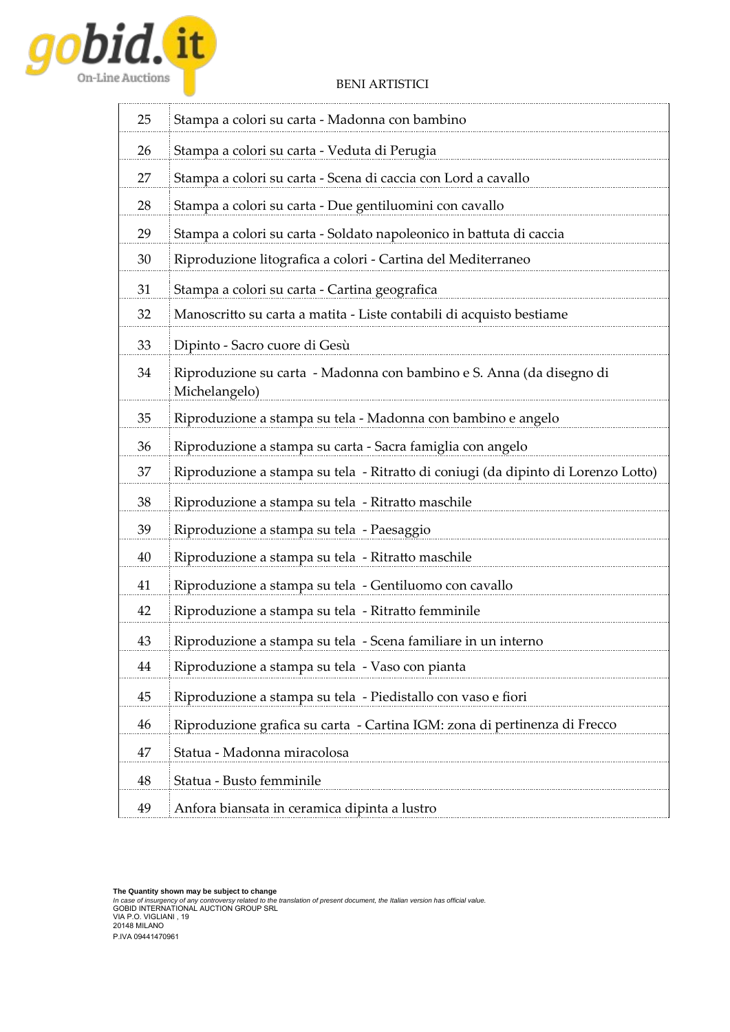BENI ARTISTICI

| | |
|---|---|
| 25 | Stampa a colori su carta - Madonna con bambino |
| 26 | Stampa a colori su carta - Veduta di Perugia |
| 27 | Stampa a colori su carta - Scena di caccia con Lord a cavallo |
| 28 | Stampa a colori su carta - Due gentiluomini con cavallo |
| 29 | Stampa a colori su carta - Soldato napoleonico in battuta di caccia |
| 30 | Riproduzione litografica a colori - Cartina del Mediterraneo |
| 31 | Stampa a colori su carta - Cartina geografica |
| 32 | Manoscritto su carta a matita - Liste contabili di acquisto bestiame |
| 33 | Dipinto - Sacro cuore di Gesù |
| 34 | Riproduzione su carta - Madonna con bambino e S. Anna (da disegno di Michelangelo) |
| 35 | Riproduzione a stampa su tela - Madonna con bambino e angelo |
| 36 | Riproduzione a stampa su carta - Sacra famiglia con angelo |
| 37 | Riproduzione a stampa su tela - Ritratto di coniugi (da dipinto di Lorenzo Lotto) |
| 38 | Riproduzione a stampa su tela - Ritratto maschile |
| 39 | Riproduzione a stampa su tela - Paesaggio |
| 40 | Riproduzione a stampa su tela - Ritratto maschile |
| 41 | Riproduzione a stampa su tela - Gentiluomo con cavallo |
| 42 | Riproduzione a stampa su tela - Ritratto femminile |
| 43 | Riproduzione a stampa su tela - Scena familiare in un interno |
| 44 | Riproduzione a stampa su tela - Vaso con pianta |
| 45 | Riproduzione a stampa su tela - Piedistallo con vaso e fiori |
| 46 | Riproduzione grafica su carta - Cartina IGM: zona di pertinenza di Frecco |
| 47 | Statua - Madonna miracolosa |
| 48 | Statua - Busto femminile |
| 49 | Anfora biansata in ceramica dipinta a lustro |

**The Quantity shown may be subject to change**
*In case of insurgency of any controversy related to the translation of present document, the Italian version has official value.*
GOBID INTERNATIONAL AUCTION GROUP SRL
VIA P.O. VIGLIANI , 19
20148 MILANO
P.IVA 09441470961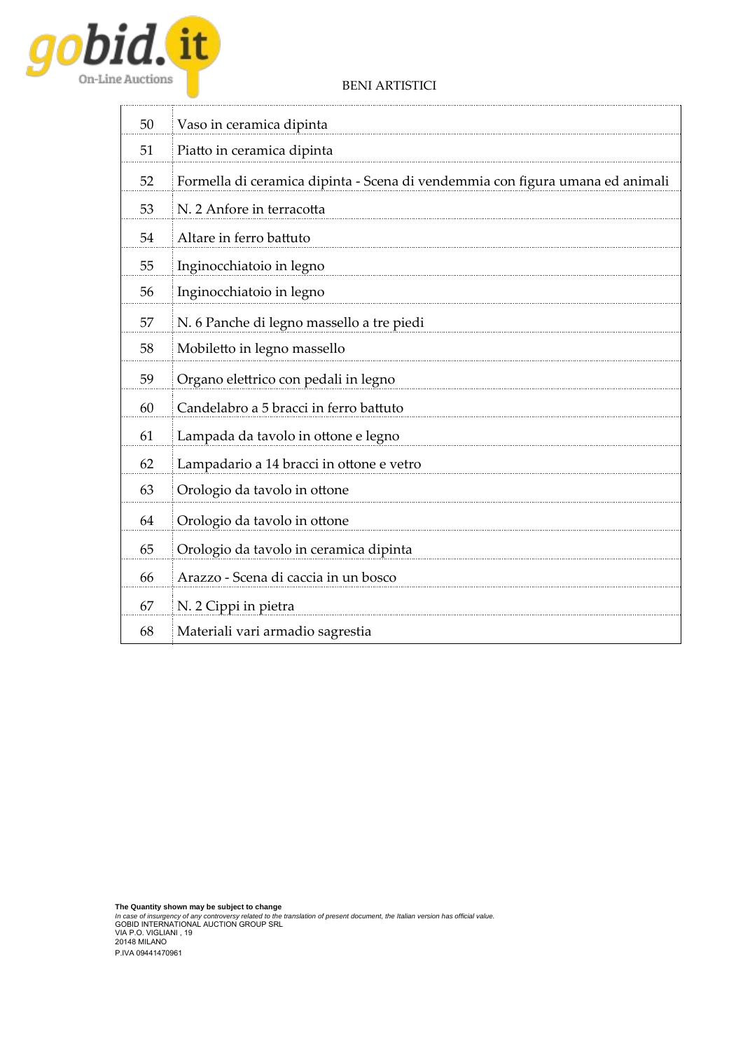BENI ARTISTICI

| | |
|---|---|
| 50 | Vaso in ceramica dipinta |
| 51 | Piatto in ceramica dipinta |
| 52 | Formella di ceramica dipinta - Scena di vendemmia con figura umana ed animali |
| 53 | N. 2 Anfore in terracotta |
| 54 | Altare in ferro battuto |
| 55 | Inginocchiatoio in legno |
| 56 | Inginocchiatoio in legno |
| 57 | N. 6 Panche di legno massello a tre piedi |
| 58 | Mobiletto in legno massello |
| 59 | Organo elettrico con pedali in legno |
| 60 | Candelabro a 5 bracci in ferro battuto |
| 61 | Lampada da tavolo in ottone e legno |
| 62 | Lampadario a 14 bracci in ottone e vetro |
| 63 | Orologio da tavolo in ottone |
| 64 | Orologio da tavolo in ottone |
| 65 | Orologio da tavolo in ceramica dipinta |
| 66 | Arazzo - Scena di caccia in un bosco |
| 67 | N. 2 Cippi in pietra |
| 68 | Materiali vari armadio sagrestia |

**The Quantity shown may be subject to change**
*In case of insurgency of any controversy related to the translation of present document, the Italian version has official value.*
GOBID INTERNATIONAL AUCTION GROUP SRL
VIA P.O. VIGLIANI , 19
20148 MILANO
P.IVA 09441470961